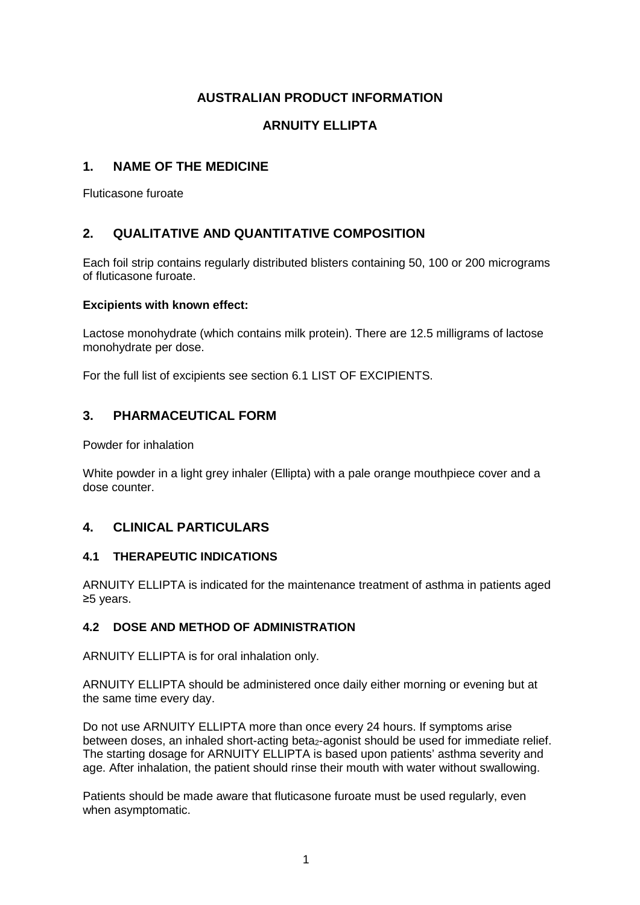# AUSTRALIAN PRODUCT INFORMATION

# ARNUITY ELLIPTA

## 1. NAME OF THE MEDICINE

Fluticasone furoate

## 2. QUALITATIVE AND QUANTITATIVE COMPOSITION

Each foil strip contains regularly distributed blisters containing 50, 100 or 200 micrograms of fluticasone furoate.

**Excipients with known effect:**

Lactose monohydrate (which contains milk protein). There are 12.5 milligrams of lactose monohydrate per dose.

For the full list of excipients see section 6.1 LIST OF EXCIPIENTS.

## 3. PHARMACEUTICAL FORM

Powder for inhalation

White powder in a light grey inhaler (Ellipta) with a pale orange mouthpiece cover and a dose counter.

## 4. CLINICAL PARTICULARS

### 4.1 THERAPEUTIC INDICATIONS

ARNUITY ELLIPTA is indicated for the maintenance treatment of asthma in patients aged ≥5 years.

### 4.2 DOSE AND METHOD OF ADMINISTRATION

ARNUITY ELLIPTA is for oral inhalation only.

ARNUITY ELLIPTA should be administered once daily either morning or evening but at the same time every day.

Do not use ARNUITY ELLIPTA more than once every 24 hours. If symptoms arise between doses, an inhaled short-acting beta$_2$-agonist should be used for immediate relief. The starting dosage for ARNUITY ELLIPTA is based upon patients' asthma severity and age. After inhalation, the patient should rinse their mouth with water without swallowing.

Patients should be made aware that fluticasone furoate must be used regularly, even when asymptomatic.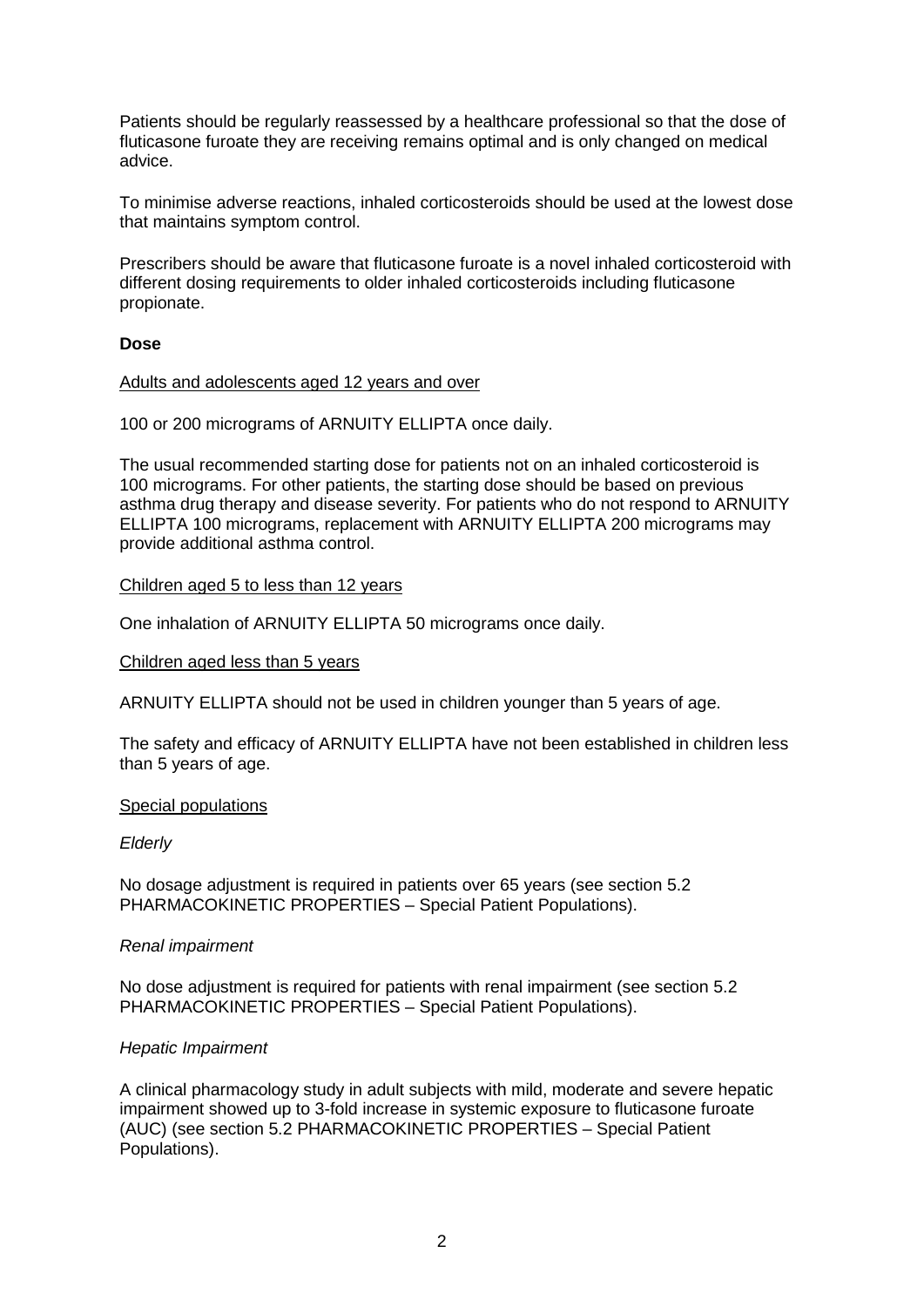Patients should be regularly reassessed by a healthcare professional so that the dose of fluticasone furoate they are receiving remains optimal and is only changed on medical advice.

To minimise adverse reactions, inhaled corticosteroids should be used at the lowest dose that maintains symptom control.

Prescribers should be aware that fluticasone furoate is a novel inhaled corticosteroid with different dosing requirements to older inhaled corticosteroids including fluticasone propionate.

**Dose**

<u>Adults and adolescents aged 12 years and over</u>

100 or 200 micrograms of ARNUITY ELLIPTA once daily.

The usual recommended starting dose for patients not on an inhaled corticosteroid is 100 micrograms. For other patients, the starting dose should be based on previous asthma drug therapy and disease severity. For patients who do not respond to ARNUITY ELLIPTA 100 micrograms, replacement with ARNUITY ELLIPTA 200 micrograms may provide additional asthma control.

<u>Children aged 5 to less than 12 years</u>

One inhalation of ARNUITY ELLIPTA 50 micrograms once daily.

<u>Children aged less than 5 years</u>

ARNUITY ELLIPTA should not be used in children younger than 5 years of age.

The safety and efficacy of ARNUITY ELLIPTA have not been established in children less than 5 years of age.

<u>Special populations</u>

*Elderly*

No dosage adjustment is required in patients over 65 years (see section 5.2 PHARMACOKINETIC PROPERTIES – Special Patient Populations).

*Renal impairment*

No dose adjustment is required for patients with renal impairment (see section 5.2 PHARMACOKINETIC PROPERTIES – Special Patient Populations).

*Hepatic Impairment*

A clinical pharmacology study in adult subjects with mild, moderate and severe hepatic impairment showed up to 3-fold increase in systemic exposure to fluticasone furoate (AUC) (see section 5.2 PHARMACOKINETIC PROPERTIES – Special Patient Populations).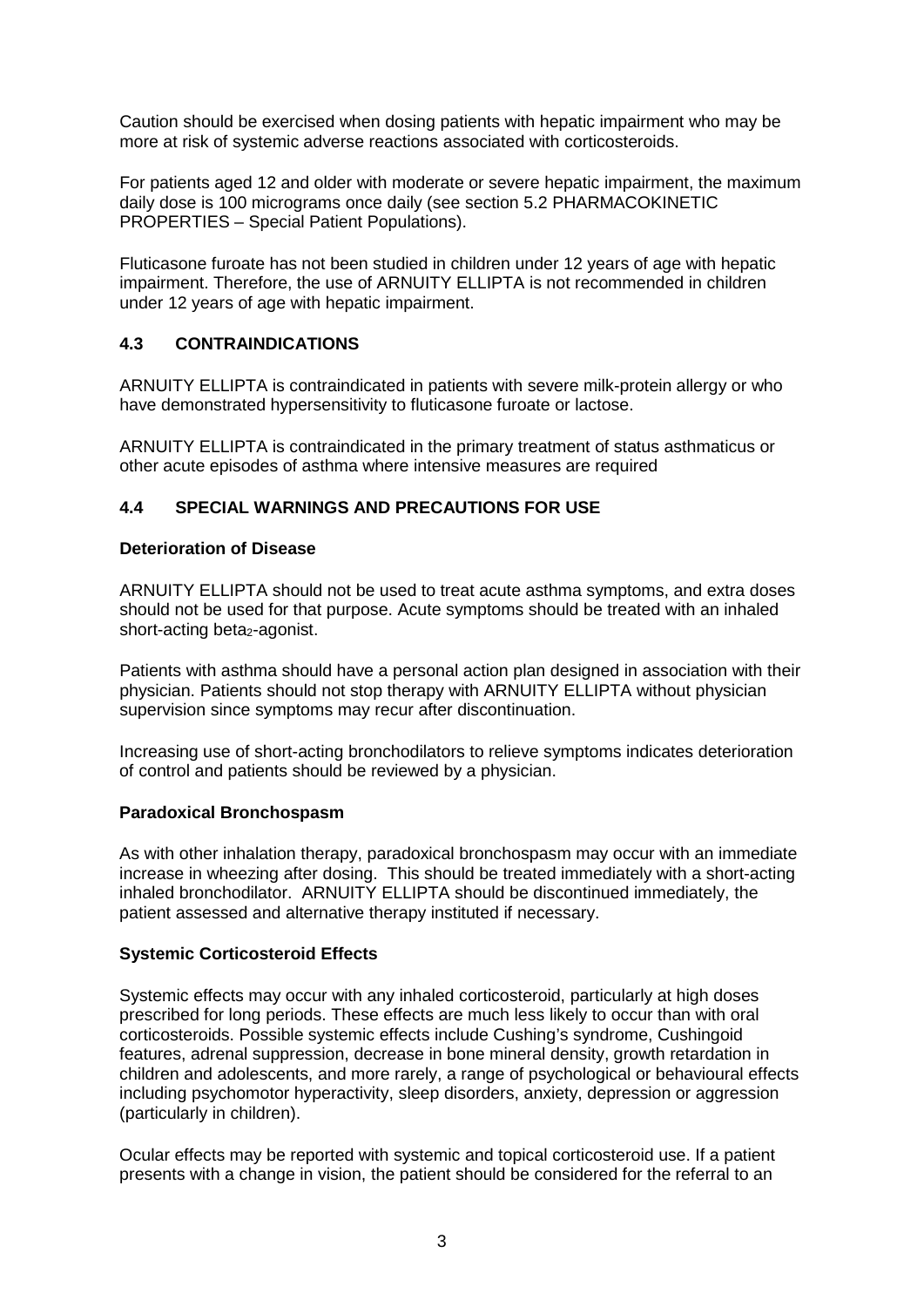Caution should be exercised when dosing patients with hepatic impairment who may be more at risk of systemic adverse reactions associated with corticosteroids.

For patients aged 12 and older with moderate or severe hepatic impairment, the maximum daily dose is 100 micrograms once daily (see section 5.2 PHARMACOKINETIC PROPERTIES – Special Patient Populations).

Fluticasone furoate has not been studied in children under 12 years of age with hepatic impairment. Therefore, the use of ARNUITY ELLIPTA is not recommended in children under 12 years of age with hepatic impairment.

## 4.3 CONTRAINDICATIONS

ARNUITY ELLIPTA is contraindicated in patients with severe milk-protein allergy or who have demonstrated hypersensitivity to fluticasone furoate or lactose.

ARNUITY ELLIPTA is contraindicated in the primary treatment of status asthmaticus or other acute episodes of asthma where intensive measures are required

## 4.4 SPECIAL WARNINGS AND PRECAUTIONS FOR USE

### Deterioration of Disease

ARNUITY ELLIPTA should not be used to treat acute asthma symptoms, and extra doses should not be used for that purpose. Acute symptoms should be treated with an inhaled short-acting $beta_2$-agonist.

Patients with asthma should have a personal action plan designed in association with their physician. Patients should not stop therapy with ARNUITY ELLIPTA without physician supervision since symptoms may recur after discontinuation.

Increasing use of short-acting bronchodilators to relieve symptoms indicates deterioration of control and patients should be reviewed by a physician.

### Paradoxical Bronchospasm

As with other inhalation therapy, paradoxical bronchospasm may occur with an immediate increase in wheezing after dosing. This should be treated immediately with a short-acting inhaled bronchodilator. ARNUITY ELLIPTA should be discontinued immediately, the patient assessed and alternative therapy instituted if necessary.

### Systemic Corticosteroid Effects

Systemic effects may occur with any inhaled corticosteroid, particularly at high doses prescribed for long periods. These effects are much less likely to occur than with oral corticosteroids. Possible systemic effects include Cushing's syndrome, Cushingoid features, adrenal suppression, decrease in bone mineral density, growth retardation in children and adolescents, and more rarely, a range of psychological or behavioural effects including psychomotor hyperactivity, sleep disorders, anxiety, depression or aggression (particularly in children).

Ocular effects may be reported with systemic and topical corticosteroid use. If a patient presents with a change in vision, the patient should be considered for the referral to an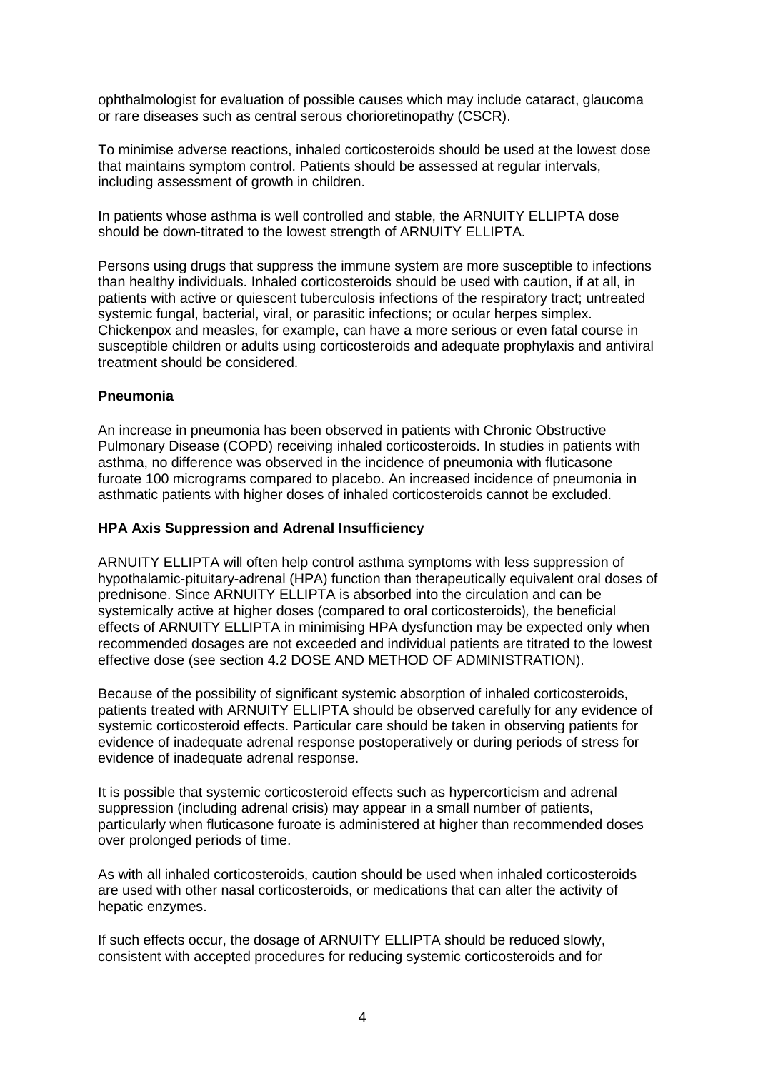ophthalmologist for evaluation of possible causes which may include cataract, glaucoma or rare diseases such as central serous chorioretinopathy (CSCR).

To minimise adverse reactions, inhaled corticosteroids should be used at the lowest dose that maintains symptom control. Patients should be assessed at regular intervals, including assessment of growth in children.

In patients whose asthma is well controlled and stable, the ARNUITY ELLIPTA dose should be down-titrated to the lowest strength of ARNUITY ELLIPTA.

Persons using drugs that suppress the immune system are more susceptible to infections than healthy individuals. Inhaled corticosteroids should be used with caution, if at all, in patients with active or quiescent tuberculosis infections of the respiratory tract; untreated systemic fungal, bacterial, viral, or parasitic infections; or ocular herpes simplex. Chickenpox and measles, for example, can have a more serious or even fatal course in susceptible children or adults using corticosteroids and adequate prophylaxis and antiviral treatment should be considered.

**Pneumonia**

An increase in pneumonia has been observed in patients with Chronic Obstructive Pulmonary Disease (COPD) receiving inhaled corticosteroids. In studies in patients with asthma, no difference was observed in the incidence of pneumonia with fluticasone furoate 100 micrograms compared to placebo. An increased incidence of pneumonia in asthmatic patients with higher doses of inhaled corticosteroids cannot be excluded.

**HPA Axis Suppression and Adrenal Insufficiency**

ARNUITY ELLIPTA will often help control asthma symptoms with less suppression of hypothalamic-pituitary-adrenal (HPA) function than therapeutically equivalent oral doses of prednisone. Since ARNUITY ELLIPTA is absorbed into the circulation and can be systemically active at higher doses (compared to oral corticosteroids), the beneficial effects of ARNUITY ELLIPTA in minimising HPA dysfunction may be expected only when recommended dosages are not exceeded and individual patients are titrated to the lowest effective dose (see section 4.2 DOSE AND METHOD OF ADMINISTRATION).

Because of the possibility of significant systemic absorption of inhaled corticosteroids, patients treated with ARNUITY ELLIPTA should be observed carefully for any evidence of systemic corticosteroid effects. Particular care should be taken in observing patients for evidence of inadequate adrenal response postoperatively or during periods of stress for evidence of inadequate adrenal response.

It is possible that systemic corticosteroid effects such as hypercorticism and adrenal suppression (including adrenal crisis) may appear in a small number of patients, particularly when fluticasone furoate is administered at higher than recommended doses over prolonged periods of time.

As with all inhaled corticosteroids, caution should be used when inhaled corticosteroids are used with other nasal corticosteroids, or medications that can alter the activity of hepatic enzymes.

If such effects occur, the dosage of ARNUITY ELLIPTA should be reduced slowly, consistent with accepted procedures for reducing systemic corticosteroids and for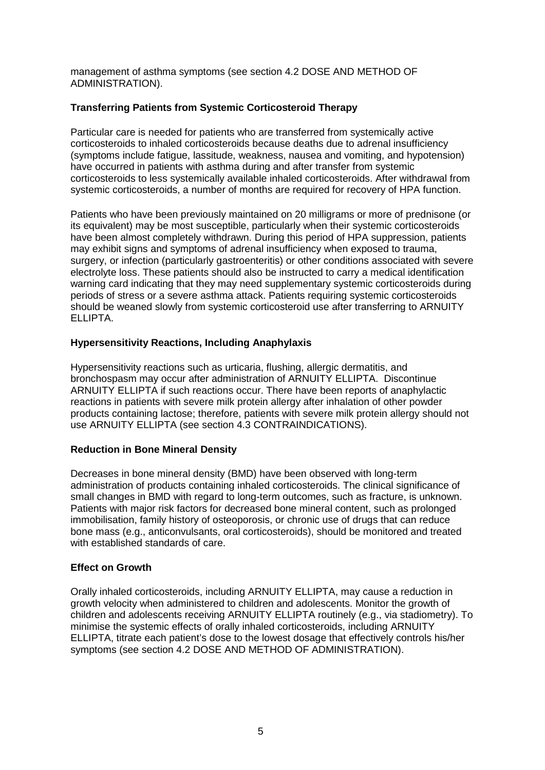management of asthma symptoms (see section 4.2 DOSE AND METHOD OF ADMINISTRATION).

### Transferring Patients from Systemic Corticosteroid Therapy

Particular care is needed for patients who are transferred from systemically active corticosteroids to inhaled corticosteroids because deaths due to adrenal insufficiency (symptoms include fatigue, lassitude, weakness, nausea and vomiting, and hypotension) have occurred in patients with asthma during and after transfer from systemic corticosteroids to less systemically available inhaled corticosteroids. After withdrawal from systemic corticosteroids, a number of months are required for recovery of HPA function.

Patients who have been previously maintained on 20 milligrams or more of prednisone (or its equivalent) may be most susceptible, particularly when their systemic corticosteroids have been almost completely withdrawn. During this period of HPA suppression, patients may exhibit signs and symptoms of adrenal insufficiency when exposed to trauma, surgery, or infection (particularly gastroenteritis) or other conditions associated with severe electrolyte loss. These patients should also be instructed to carry a medical identification warning card indicating that they may need supplementary systemic corticosteroids during periods of stress or a severe asthma attack. Patients requiring systemic corticosteroids should be weaned slowly from systemic corticosteroid use after transferring to ARNUITY ELLIPTA.

### Hypersensitivity Reactions, Including Anaphylaxis

Hypersensitivity reactions such as urticaria, flushing, allergic dermatitis, and bronchospasm may occur after administration of ARNUITY ELLIPTA. Discontinue ARNUITY ELLIPTA if such reactions occur. There have been reports of anaphylactic reactions in patients with severe milk protein allergy after inhalation of other powder products containing lactose; therefore, patients with severe milk protein allergy should not use ARNUITY ELLIPTA (see section 4.3 CONTRAINDICATIONS).

### Reduction in Bone Mineral Density

Decreases in bone mineral density (BMD) have been observed with long-term administration of products containing inhaled corticosteroids. The clinical significance of small changes in BMD with regard to long-term outcomes, such as fracture, is unknown. Patients with major risk factors for decreased bone mineral content, such as prolonged immobilisation, family history of osteoporosis, or chronic use of drugs that can reduce bone mass (e.g., anticonvulsants, oral corticosteroids), should be monitored and treated with established standards of care.

### Effect on Growth

Orally inhaled corticosteroids, including ARNUITY ELLIPTA, may cause a reduction in growth velocity when administered to children and adolescents. Monitor the growth of children and adolescents receiving ARNUITY ELLIPTA routinely (e.g., via stadiometry). To minimise the systemic effects of orally inhaled corticosteroids, including ARNUITY ELLIPTA, titrate each patient's dose to the lowest dosage that effectively controls his/her symptoms (see section 4.2 DOSE AND METHOD OF ADMINISTRATION).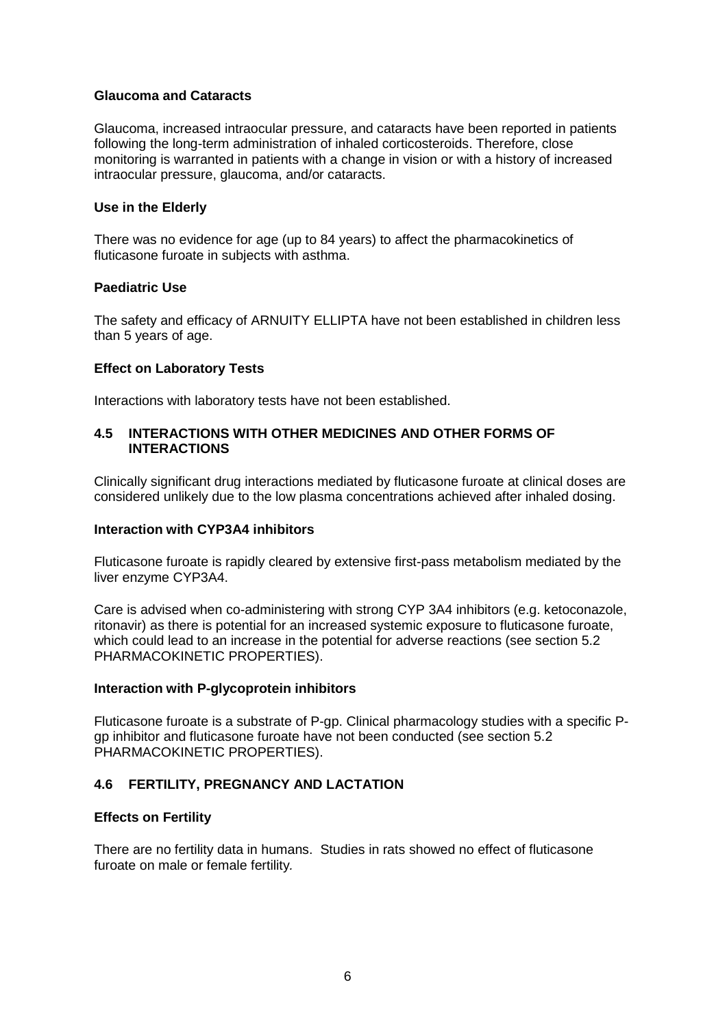**Glaucoma and Cataracts**

Glaucoma, increased intraocular pressure, and cataracts have been reported in patients following the long-term administration of inhaled corticosteroids. Therefore, close monitoring is warranted in patients with a change in vision or with a history of increased intraocular pressure, glaucoma, and/or cataracts.

**Use in the Elderly**

There was no evidence for age (up to 84 years) to affect the pharmacokinetics of fluticasone furoate in subjects with asthma.

**Paediatric Use**

The safety and efficacy of ARNUITY ELLIPTA have not been established in children less than 5 years of age.

**Effect on Laboratory Tests**

Interactions with laboratory tests have not been established.

## 4.5 INTERACTIONS WITH OTHER MEDICINES AND OTHER FORMS OF INTERACTIONS

Clinically significant drug interactions mediated by fluticasone furoate at clinical doses are considered unlikely due to the low plasma concentrations achieved after inhaled dosing.

**Interaction with CYP3A4 inhibitors**

Fluticasone furoate is rapidly cleared by extensive first-pass metabolism mediated by the liver enzyme CYP3A4.

Care is advised when co-administering with strong CYP 3A4 inhibitors (e.g. ketoconazole, ritonavir) as there is potential for an increased systemic exposure to fluticasone furoate, which could lead to an increase in the potential for adverse reactions (see section 5.2 PHARMACOKINETIC PROPERTIES).

**Interaction with P-glycoprotein inhibitors**

Fluticasone furoate is a substrate of P-gp. Clinical pharmacology studies with a specific P-gp inhibitor and fluticasone furoate have not been conducted (see section 5.2 PHARMACOKINETIC PROPERTIES).

## 4.6 FERTILITY, PREGNANCY AND LACTATION

**Effects on Fertility**

There are no fertility data in humans. Studies in rats showed no effect of fluticasone furoate on male or female fertility.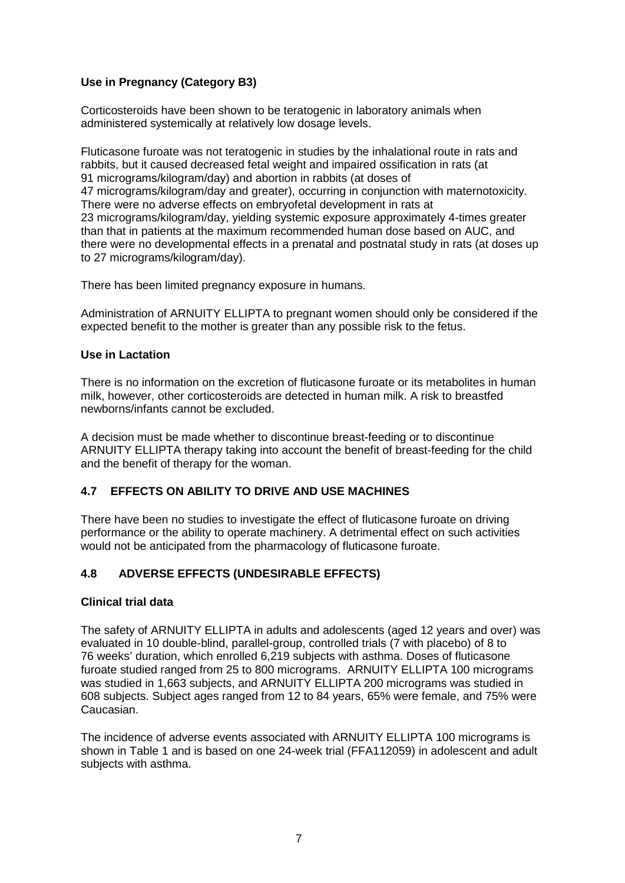**Use in Pregnancy (Category B3)**

Corticosteroids have been shown to be teratogenic in laboratory animals when administered systemically at relatively low dosage levels.

Fluticasone furoate was not teratogenic in studies by the inhalational route in rats and rabbits, but it caused decreased fetal weight and impaired ossification in rats (at 91 micrograms/kilogram/day) and abortion in rabbits (at doses of 47 micrograms/kilogram/day and greater), occurring in conjunction with maternotoxicity. There were no adverse effects on embryofetal development in rats at 23 micrograms/kilogram/day, yielding systemic exposure approximately 4-times greater than that in patients at the maximum recommended human dose based on AUC, and there were no developmental effects in a prenatal and postnatal study in rats (at doses up to 27 micrograms/kilogram/day).

There has been limited pregnancy exposure in humans.

Administration of ARNUITY ELLIPTA to pregnant women should only be considered if the expected benefit to the mother is greater than any possible risk to the fetus.

**Use in Lactation**

There is no information on the excretion of fluticasone furoate or its metabolites in human milk, however, other corticosteroids are detected in human milk. A risk to breastfed newborns/infants cannot be excluded.

A decision must be made whether to discontinue breast-feeding or to discontinue ARNUITY ELLIPTA therapy taking into account the benefit of breast-feeding for the child and the benefit of therapy for the woman.

## 4.7 EFFECTS ON ABILITY TO DRIVE AND USE MACHINES

There have been no studies to investigate the effect of fluticasone furoate on driving performance or the ability to operate machinery. A detrimental effect on such activities would not be anticipated from the pharmacology of fluticasone furoate.

## 4.8 ADVERSE EFFECTS (UNDESIRABLE EFFECTS)

**Clinical trial data**

The safety of ARNUITY ELLIPTA in adults and adolescents (aged 12 years and over) was evaluated in 10 double-blind, parallel-group, controlled trials (7 with placebo) of 8 to 76 weeks' duration, which enrolled 6,219 subjects with asthma. Doses of fluticasone furoate studied ranged from 25 to 800 micrograms. ARNUITY ELLIPTA 100 micrograms was studied in 1,663 subjects, and ARNUITY ELLIPTA 200 micrograms was studied in 608 subjects. Subject ages ranged from 12 to 84 years, 65% were female, and 75% were Caucasian.

The incidence of adverse events associated with ARNUITY ELLIPTA 100 micrograms is shown in Table 1 and is based on one 24-week trial (FFA112059) in adolescent and adult subjects with asthma.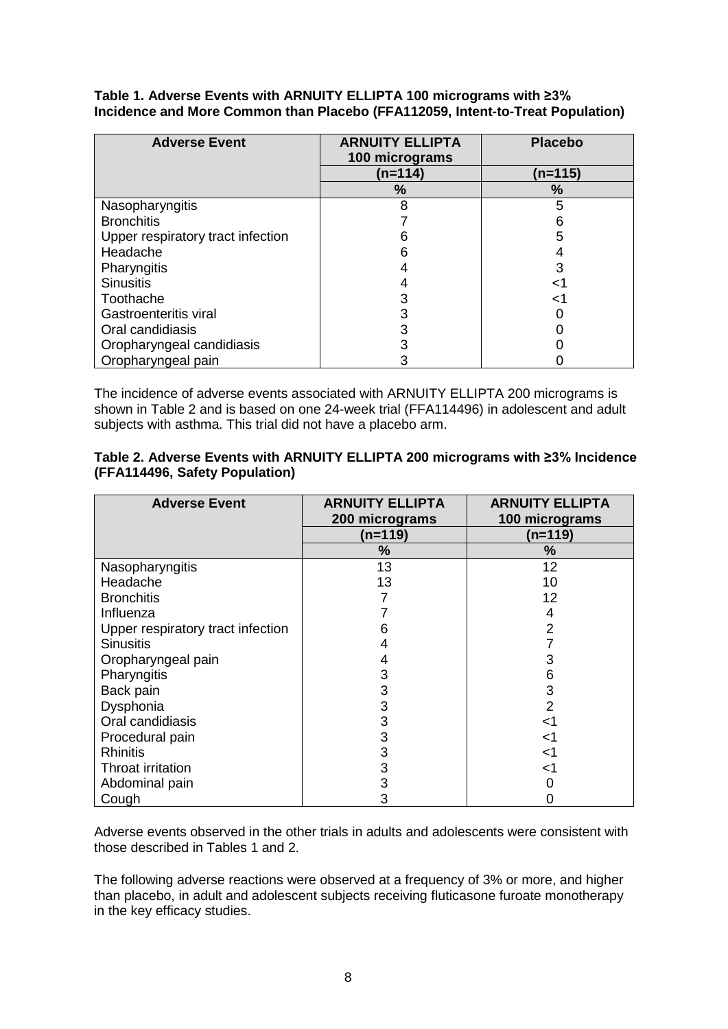**Table 1. Adverse Events with ARNUITY ELLIPTA 100 micrograms with ≥3% Incidence and More Common than Placebo (FFA112059, Intent-to-Treat Population)**

| Adverse Event | ARNUITY ELLIPTA 100 micrograms | Placebo |
|---|---|---|
| | (n=114) | (n=115) |
| | % | % |
| Nasopharyngitis | 8 | 5 |
| Bronchitis | 7 | 6 |
| Upper respiratory tract infection | 6 | 5 |
| Headache | 6 | 4 |
| Pharyngitis | 4 | 3 |
| Sinusitis | 4 | <1 |
| Toothache | 3 | <1 |
| Gastroenteritis viral | 3 | 0 |
| Oral candidiasis | 3 | 0 |
| Oropharyngeal candidiasis | 3 | 0 |
| Oropharyngeal pain | 3 | 0 |

The incidence of adverse events associated with ARNUITY ELLIPTA 200 micrograms is shown in Table 2 and is based on one 24-week trial (FFA114496) in adolescent and adult subjects with asthma. This trial did not have a placebo arm.

**Table 2. Adverse Events with ARNUITY ELLIPTA 200 micrograms with ≥3% Incidence (FFA114496, Safety Population)**

| Adverse Event | ARNUITY ELLIPTA 200 micrograms | ARNUITY ELLIPTA 100 micrograms |
|---|---|---|
| | (n=119) | (n=119) |
| | % | % |
| Nasopharyngitis | 13 | 12 |
| Headache | 13 | 10 |
| Bronchitis | 7 | 12 |
| Influenza | 7 | 4 |
| Upper respiratory tract infection | 6 | 2 |
| Sinusitis | 4 | 7 |
| Oropharyngeal pain | 4 | 3 |
| Pharyngitis | 3 | 6 |
| Back pain | 3 | 3 |
| Dysphonia | 3 | 2 |
| Oral candidiasis | 3 | <1 |
| Procedural pain | 3 | <1 |
| Rhinitis | 3 | <1 |
| Throat irritation | 3 | <1 |
| Abdominal pain | 3 | 0 |
| Cough | 3 | 0 |

Adverse events observed in the other trials in adults and adolescents were consistent with those described in Tables 1 and 2.

The following adverse reactions were observed at a frequency of 3% or more, and higher than placebo, in adult and adolescent subjects receiving fluticasone furoate monotherapy in the key efficacy studies.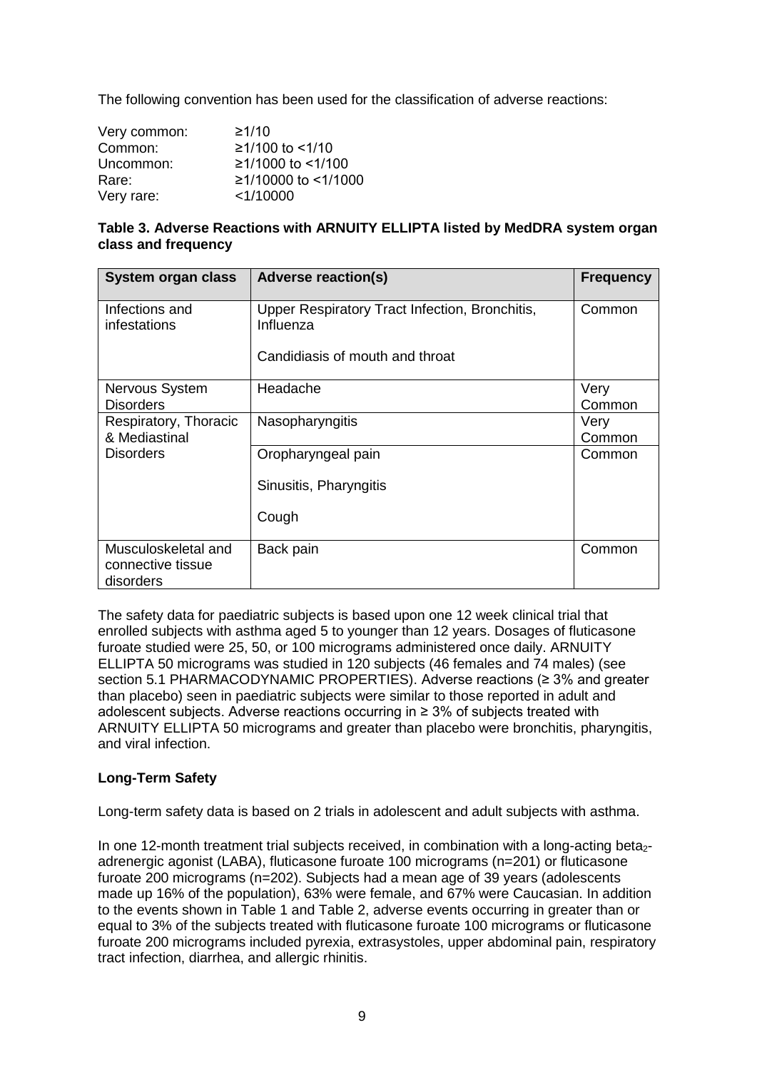The following convention has been used for the classification of adverse reactions:

| | |
|---|---|
| Very common: | ≥1/10 |
| Common: | ≥1/100 to <1/10 |
| Uncommon: | ≥1/1000 to <1/100 |
| Rare: | ≥1/10000 to <1/1000 |
| Very rare: | <1/10000 |

**Table 3. Adverse Reactions with ARNUITY ELLIPTA listed by MedDRA system organ class and frequency**

| System organ class | Adverse reaction(s) | Frequency |
|---|---|---|
| Infections and infestations | Upper Respiratory Tract Infection, Bronchitis, Influenza<br><br>Candidiasis of mouth and throat | Common |
| Nervous System Disorders | Headache | Very Common |
| Respiratory, Thoracic & Mediastinal Disorders | Nasopharyngitis | Very Common |
| | Oropharyngeal pain<br><br>Sinusitis, Pharyngitis<br><br>Cough | Common |
| Musculoskeletal and connective tissue disorders | Back pain | Common |

The safety data for paediatric subjects is based upon one 12 week clinical trial that enrolled subjects with asthma aged 5 to younger than 12 years. Dosages of fluticasone furoate studied were 25, 50, or 100 micrograms administered once daily. ARNUITY ELLIPTA 50 micrograms was studied in 120 subjects (46 females and 74 males) (see section 5.1 PHARMACODYNAMIC PROPERTIES). Adverse reactions (≥ 3% and greater than placebo) seen in paediatric subjects were similar to those reported in adult and adolescent subjects. Adverse reactions occurring in ≥ 3% of subjects treated with ARNUITY ELLIPTA 50 micrograms and greater than placebo were bronchitis, pharyngitis, and viral infection.

**Long-Term Safety**

Long-term safety data is based on 2 trials in adolescent and adult subjects with asthma.

In one 12-month treatment trial subjects received, in combination with a long-acting beta$_2$-adrenergic agonist (LABA), fluticasone furoate 100 micrograms (n=201) or fluticasone furoate 200 micrograms (n=202). Subjects had a mean age of 39 years (adolescents made up 16% of the population), 63% were female, and 67% were Caucasian. In addition to the events shown in Table 1 and Table 2, adverse events occurring in greater than or equal to 3% of the subjects treated with fluticasone furoate 100 micrograms or fluticasone furoate 200 micrograms included pyrexia, extrasystoles, upper abdominal pain, respiratory tract infection, diarrhea, and allergic rhinitis.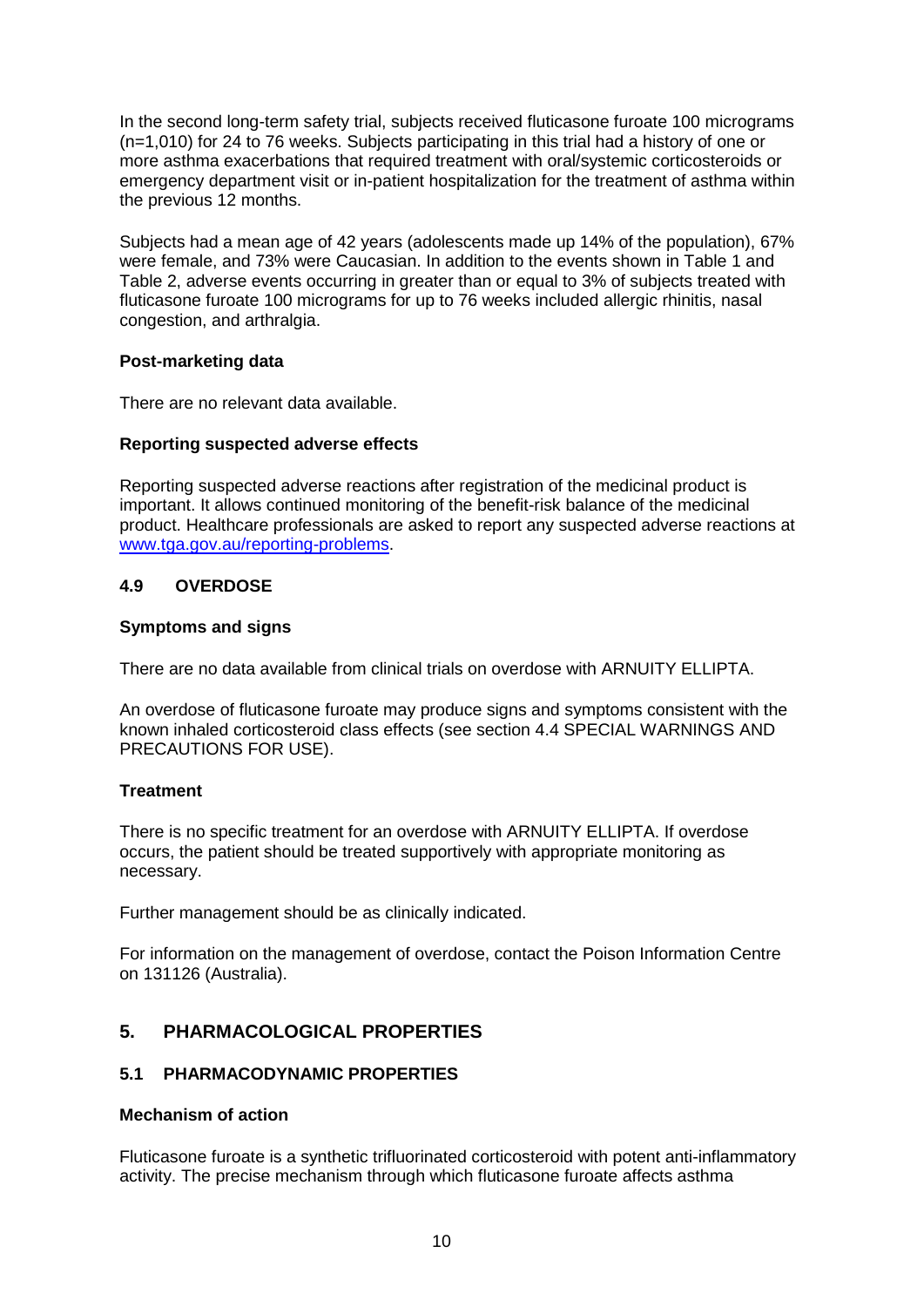In the second long-term safety trial, subjects received fluticasone furoate 100 micrograms (n=1,010) for 24 to 76 weeks. Subjects participating in this trial had a history of one or more asthma exacerbations that required treatment with oral/systemic corticosteroids or emergency department visit or in-patient hospitalization for the treatment of asthma within the previous 12 months.

Subjects had a mean age of 42 years (adolescents made up 14% of the population), 67% were female, and 73% were Caucasian. In addition to the events shown in Table 1 and Table 2, adverse events occurring in greater than or equal to 3% of subjects treated with fluticasone furoate 100 micrograms for up to 76 weeks included allergic rhinitis, nasal congestion, and arthralgia.

**Post-marketing data**

There are no relevant data available.

**Reporting suspected adverse effects**

Reporting suspected adverse reactions after registration of the medicinal product is important. It allows continued monitoring of the benefit-risk balance of the medicinal product. Healthcare professionals are asked to report any suspected adverse reactions at www.tga.gov.au/reporting-problems.

### 4.9 OVERDOSE

**Symptoms and signs**

There are no data available from clinical trials on overdose with ARNUITY ELLIPTA.

An overdose of fluticasone furoate may produce signs and symptoms consistent with the known inhaled corticosteroid class effects (see section 4.4 SPECIAL WARNINGS AND PRECAUTIONS FOR USE).

**Treatment**

There is no specific treatment for an overdose with ARNUITY ELLIPTA. If overdose occurs, the patient should be treated supportively with appropriate monitoring as necessary.

Further management should be as clinically indicated.

For information on the management of overdose, contact the Poison Information Centre on 131126 (Australia).

## 5. PHARMACOLOGICAL PROPERTIES

### 5.1 PHARMACODYNAMIC PROPERTIES

**Mechanism of action**

Fluticasone furoate is a synthetic trifluorinated corticosteroid with potent anti-inflammatory activity. The precise mechanism through which fluticasone furoate affects asthma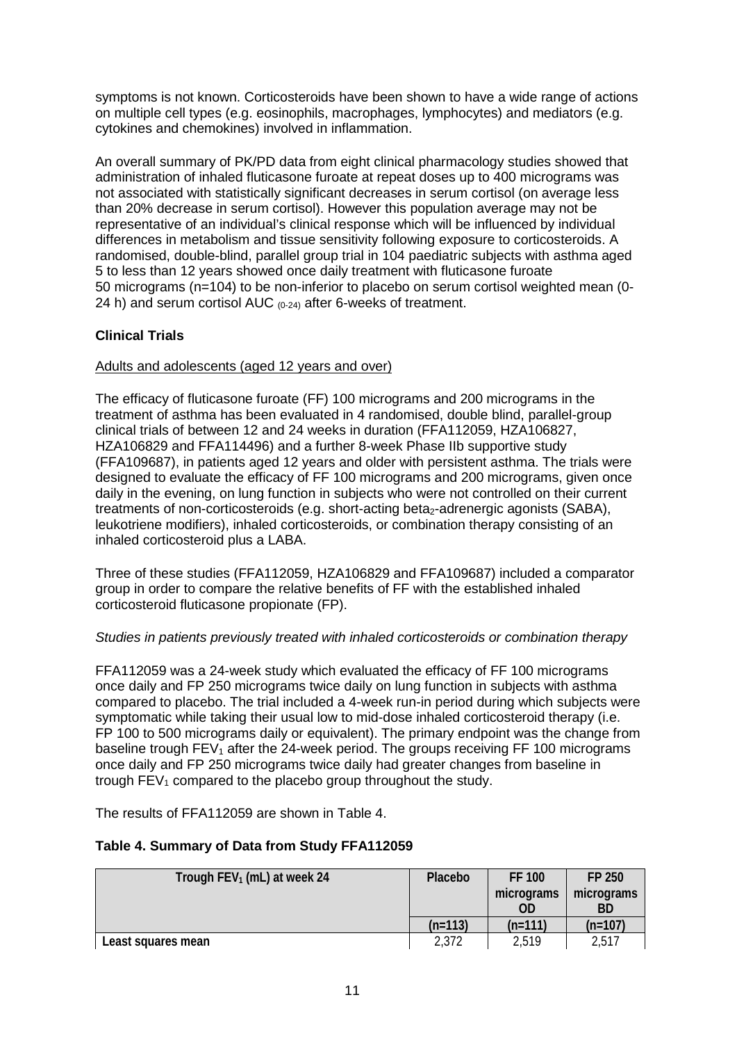symptoms is not known. Corticosteroids have been shown to have a wide range of actions on multiple cell types (e.g. eosinophils, macrophages, lymphocytes) and mediators (e.g. cytokines and chemokines) involved in inflammation.

An overall summary of PK/PD data from eight clinical pharmacology studies showed that administration of inhaled fluticasone furoate at repeat doses up to 400 micrograms was not associated with statistically significant decreases in serum cortisol (on average less than 20% decrease in serum cortisol). However this population average may not be representative of an individual's clinical response which will be influenced by individual differences in metabolism and tissue sensitivity following exposure to corticosteroids. A randomised, double-blind, parallel group trial in 104 paediatric subjects with asthma aged 5 to less than 12 years showed once daily treatment with fluticasone furoate 50 micrograms (n=104) to be non-inferior to placebo on serum cortisol weighted mean (0-24 h) and serum cortisol AUC $_{(0-24)}$ after 6-weeks of treatment.

**Clinical Trials**

Adults and adolescents (aged 12 years and over)

The efficacy of fluticasone furoate (FF) 100 micrograms and 200 micrograms in the treatment of asthma has been evaluated in 4 randomised, double blind, parallel-group clinical trials of between 12 and 24 weeks in duration (FFA112059, HZA106827, HZA106829 and FFA114496) and a further 8-week Phase IIb supportive study (FFA109687), in patients aged 12 years and older with persistent asthma. The trials were designed to evaluate the efficacy of FF 100 micrograms and 200 micrograms, given once daily in the evening, on lung function in subjects who were not controlled on their current treatments of non-corticosteroids (e.g. short-acting beta$_2$-adrenergic agonists (SABA), leukotriene modifiers), inhaled corticosteroids, or combination therapy consisting of an inhaled corticosteroid plus a LABA.

Three of these studies (FFA112059, HZA106829 and FFA109687) included a comparator group in order to compare the relative benefits of FF with the established inhaled corticosteroid fluticasone propionate (FP).

*Studies in patients previously treated with inhaled corticosteroids or combination therapy*

FFA112059 was a 24-week study which evaluated the efficacy of FF 100 micrograms once daily and FP 250 micrograms twice daily on lung function in subjects with asthma compared to placebo. The trial included a 4-week run-in period during which subjects were symptomatic while taking their usual low to mid-dose inhaled corticosteroid therapy (i.e. FP 100 to 500 micrograms daily or equivalent). The primary endpoint was the change from baseline trough FEV$_1$ after the 24-week period. The groups receiving FF 100 micrograms once daily and FP 250 micrograms twice daily had greater changes from baseline in trough FEV$_1$ compared to the placebo group throughout the study.

The results of FFA112059 are shown in Table 4.

**Table 4. Summary of Data from Study FFA112059**

| Trough FEV$_1$ (mL) at week 24 | Placebo | FF 100 micrograms OD | FP 250 micrograms BD |
|---|---|---|---|
| | (n=113) | (n=111) | (n=107) |
| Least squares mean | 2,372 | 2,519 | 2,517 |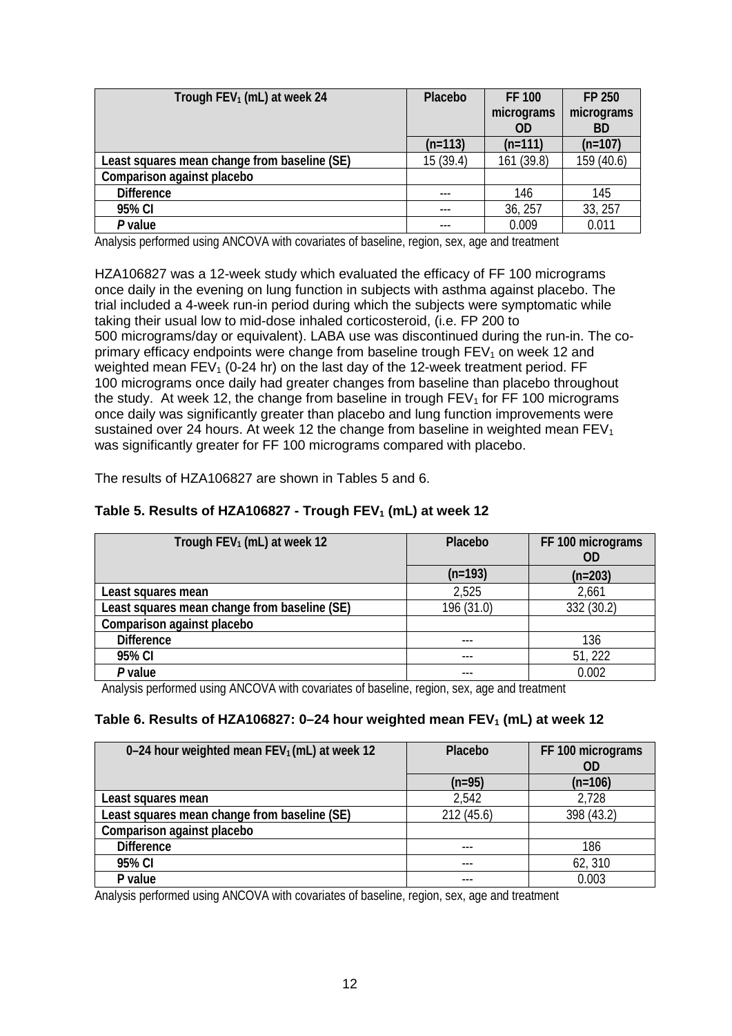| Trough $FEV_1$ (mL) at week 24 | Placebo | FF 100 micrograms OD | FP 250 micrograms BD |
|---|---|---|---|
| | (n=113) | (n=111) | (n=107) |
| Least squares mean change from baseline (SE) | 15 (39.4) | 161 (39.8) | 159 (40.6) |
| Comparison against placebo | | | |
| Difference | --- | 146 | 145 |
| 95% CI | --- | 36, 257 | 33, 257 |
| *P* value | --- | 0.009 | 0.011 |

Analysis performed using ANCOVA with covariates of baseline, region, sex, age and treatment

HZA106827 was a 12-week study which evaluated the efficacy of FF 100 micrograms once daily in the evening on lung function in subjects with asthma against placebo. The trial included a 4-week run-in period during which the subjects were symptomatic while taking their usual low to mid-dose inhaled corticosteroid, (i.e. FP 200 to 500 micrograms/day or equivalent). LABA use was discontinued during the run-in. The co-primary efficacy endpoints were change from baseline trough $FEV_1$ on week 12 and weighted mean $FEV_1$ (0-24 hr) on the last day of the 12-week treatment period. FF 100 micrograms once daily had greater changes from baseline than placebo throughout the study. At week 12, the change from baseline in trough $FEV_1$ for FF 100 micrograms once daily was significantly greater than placebo and lung function improvements were sustained over 24 hours. At week 12 the change from baseline in weighted mean $FEV_1$ was significantly greater for FF 100 micrograms compared with placebo.

The results of HZA106827 are shown in Tables 5 and 6.

**Table 5. Results of HZA106827 - Trough $FEV_1$ (mL) at week 12**

| Trough $FEV_1$ (mL) at week 12 | Placebo | FF 100 micrograms OD |
|---|---|---|
| | (n=193) | (n=203) |
| Least squares mean | 2,525 | 2,661 |
| Least squares mean change from baseline (SE) | 196 (31.0) | 332 (30.2) |
| Comparison against placebo | | |
| Difference | --- | 136 |
| 95% CI | --- | 51, 222 |
| *P* value | --- | 0.002 |

Analysis performed using ANCOVA with covariates of baseline, region, sex, age and treatment

**Table 6. Results of HZA106827: 0–24 hour weighted mean $FEV_1$ (mL) at week 12**

| 0–24 hour weighted mean $FEV_1$ (mL) at week 12 | Placebo | FF 100 micrograms OD |
|---|---|---|
| | (n=95) | (n=106) |
| Least squares mean | 2,542 | 2,728 |
| Least squares mean change from baseline (SE) | 212 (45.6) | 398 (43.2) |
| Comparison against placebo | | |
| Difference | --- | 186 |
| 95% CI | --- | 62, 310 |
| P value | --- | 0.003 |

Analysis performed using ANCOVA with covariates of baseline, region, sex, age and treatment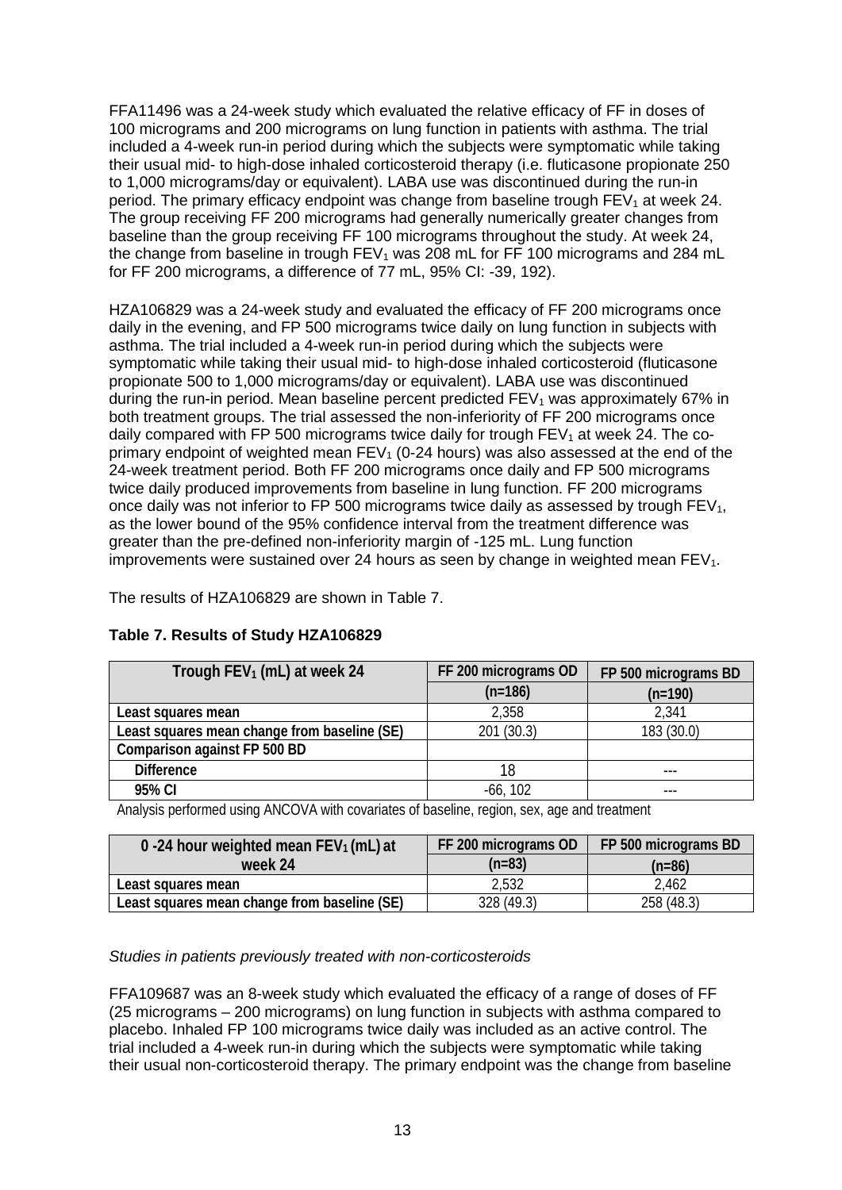FFA11496 was a 24-week study which evaluated the relative efficacy of FF in doses of 100 micrograms and 200 micrograms on lung function in patients with asthma. The trial included a 4-week run-in period during which the subjects were symptomatic while taking their usual mid- to high-dose inhaled corticosteroid therapy (i.e. fluticasone propionate 250 to 1,000 micrograms/day or equivalent). LABA use was discontinued during the run-in period. The primary efficacy endpoint was change from baseline trough $FEV_1$ at week 24. The group receiving FF 200 micrograms had generally numerically greater changes from baseline than the group receiving FF 100 micrograms throughout the study. At week 24, the change from baseline in trough $FEV_1$ was 208 mL for FF 100 micrograms and 284 mL for FF 200 micrograms, a difference of 77 mL, 95% CI: -39, 192).

HZA106829 was a 24-week study and evaluated the efficacy of FF 200 micrograms once daily in the evening, and FP 500 micrograms twice daily on lung function in subjects with asthma. The trial included a 4-week run-in period during which the subjects were symptomatic while taking their usual mid- to high-dose inhaled corticosteroid (fluticasone propionate 500 to 1,000 micrograms/day or equivalent). LABA use was discontinued during the run-in period. Mean baseline percent predicted $FEV_1$ was approximately 67% in both treatment groups. The trial assessed the non-inferiority of FF 200 micrograms once daily compared with FP 500 micrograms twice daily for trough $FEV_1$ at week 24. The co-primary endpoint of weighted mean $FEV_1$ (0-24 hours) was also assessed at the end of the 24-week treatment period. Both FF 200 micrograms once daily and FP 500 micrograms twice daily produced improvements from baseline in lung function. FF 200 micrograms once daily was not inferior to FP 500 micrograms twice daily as assessed by trough $FEV_1$, as the lower bound of the 95% confidence interval from the treatment difference was greater than the pre-defined non-inferiority margin of -125 mL. Lung function improvements were sustained over 24 hours as seen by change in weighted mean $FEV_1$.

The results of HZA106829 are shown in Table 7.

**Table 7. Results of Study HZA106829**

| Trough $FEV_1$ (mL) at week 24 | FF 200 micrograms OD (n=186) | FP 500 micrograms BD (n=190) |
|---|---|---|
| **Least squares mean** | 2,358 | 2,341 |
| **Least squares mean change from baseline (SE)** | 201 (30.3) | 183 (30.0) |
| **Comparison against FP 500 BD** | | |
| **Difference** | 18 | --- |
| **95% CI** | -66, 102 | --- |

Analysis performed using ANCOVA with covariates of baseline, region, sex, age and treatment

| 0 -24 hour weighted mean $FEV_1$ (mL) at week 24 | FF 200 micrograms OD (n=83) | FP 500 micrograms BD (n=86) |
|---|---|---|
| **Least squares mean** | 2,532 | 2,462 |
| **Least squares mean change from baseline (SE)** | 328 (49.3) | 258 (48.3) |

*Studies in patients previously treated with non-corticosteroids*

FFA109687 was an 8-week study which evaluated the efficacy of a range of doses of FF (25 micrograms – 200 micrograms) on lung function in subjects with asthma compared to placebo. Inhaled FP 100 micrograms twice daily was included as an active control. The trial included a 4-week run-in during which the subjects were symptomatic while taking their usual non-corticosteroid therapy. The primary endpoint was the change from baseline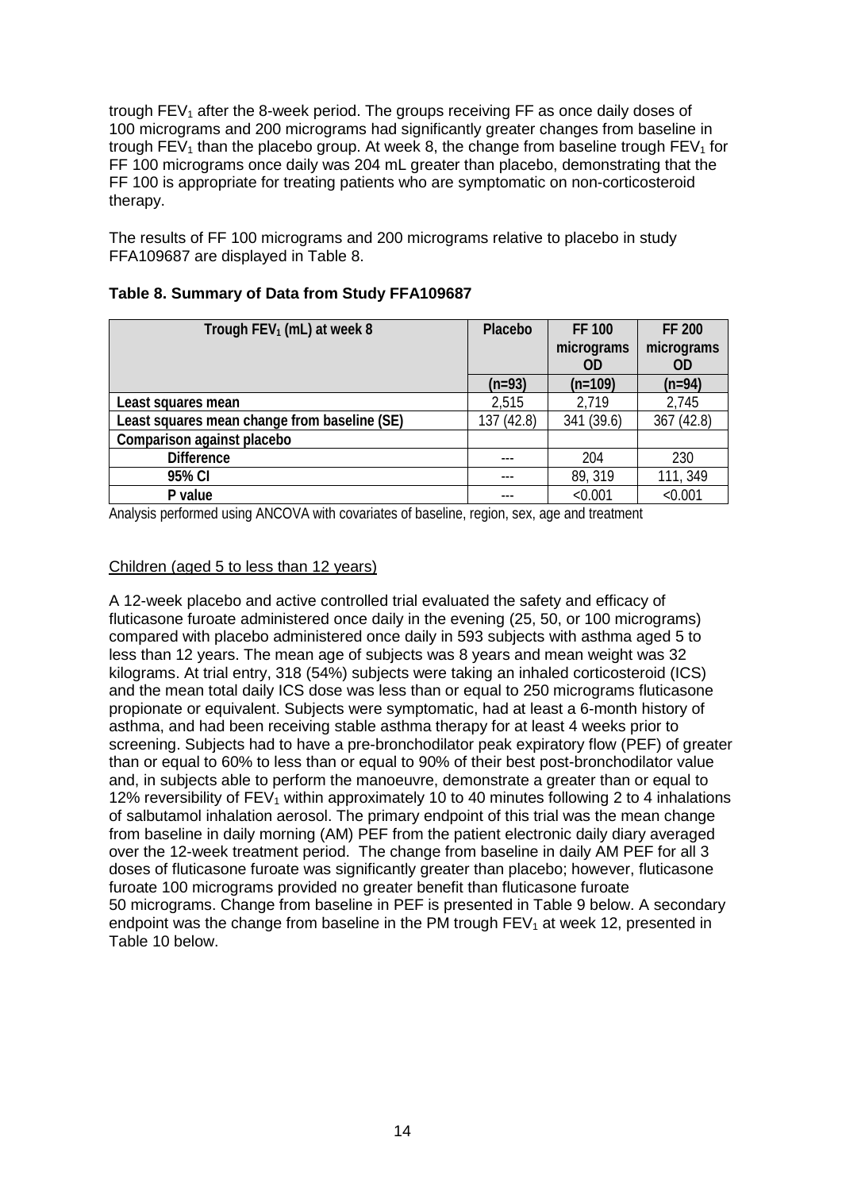trough $FEV_1$ after the 8-week period. The groups receiving FF as once daily doses of 100 micrograms and 200 micrograms had significantly greater changes from baseline in trough $FEV_1$ than the placebo group. At week 8, the change from baseline trough $FEV_1$ for FF 100 micrograms once daily was 204 mL greater than placebo, demonstrating that the FF 100 is appropriate for treating patients who are symptomatic on non-corticosteroid therapy.

The results of FF 100 micrograms and 200 micrograms relative to placebo in study FFA109687 are displayed in Table 8.

**Table 8. Summary of Data from Study FFA109687**

| Trough $FEV_1$ (mL) at week 8 | Placebo | FF 100 micrograms OD | FF 200 micrograms OD |
|---|---|---|---|
| | (n=93) | (n=109) | (n=94) |
| Least squares mean | 2,515 | 2,719 | 2,745 |
| Least squares mean change from baseline (SE) | 137 (42.8) | 341 (39.6) | 367 (42.8) |
| Comparison against placebo | | | |
| Difference | --- | 204 | 230 |
| 95% CI | --- | 89, 319 | 111, 349 |
| P value | --- | <0.001 | <0.001 |

Analysis performed using ANCOVA with covariates of baseline, region, sex, age and treatment

Children (aged 5 to less than 12 years)

A 12-week placebo and active controlled trial evaluated the safety and efficacy of fluticasone furoate administered once daily in the evening (25, 50, or 100 micrograms) compared with placebo administered once daily in 593 subjects with asthma aged 5 to less than 12 years. The mean age of subjects was 8 years and mean weight was 32 kilograms. At trial entry, 318 (54%) subjects were taking an inhaled corticosteroid (ICS) and the mean total daily ICS dose was less than or equal to 250 micrograms fluticasone propionate or equivalent. Subjects were symptomatic, had at least a 6-month history of asthma, and had been receiving stable asthma therapy for at least 4 weeks prior to screening. Subjects had to have a pre-bronchodilator peak expiratory flow (PEF) of greater than or equal to 60% to less than or equal to 90% of their best post-bronchodilator value and, in subjects able to perform the manoeuvre, demonstrate a greater than or equal to 12% reversibility of $FEV_1$ within approximately 10 to 40 minutes following 2 to 4 inhalations of salbutamol inhalation aerosol. The primary endpoint of this trial was the mean change from baseline in daily morning (AM) PEF from the patient electronic daily diary averaged over the 12-week treatment period. The change from baseline in daily AM PEF for all 3 doses of fluticasone furoate was significantly greater than placebo; however, fluticasone furoate 100 micrograms provided no greater benefit than fluticasone furoate 50 micrograms. Change from baseline in PEF is presented in Table 9 below. A secondary endpoint was the change from baseline in the PM trough $FEV_1$ at week 12, presented in Table 10 below.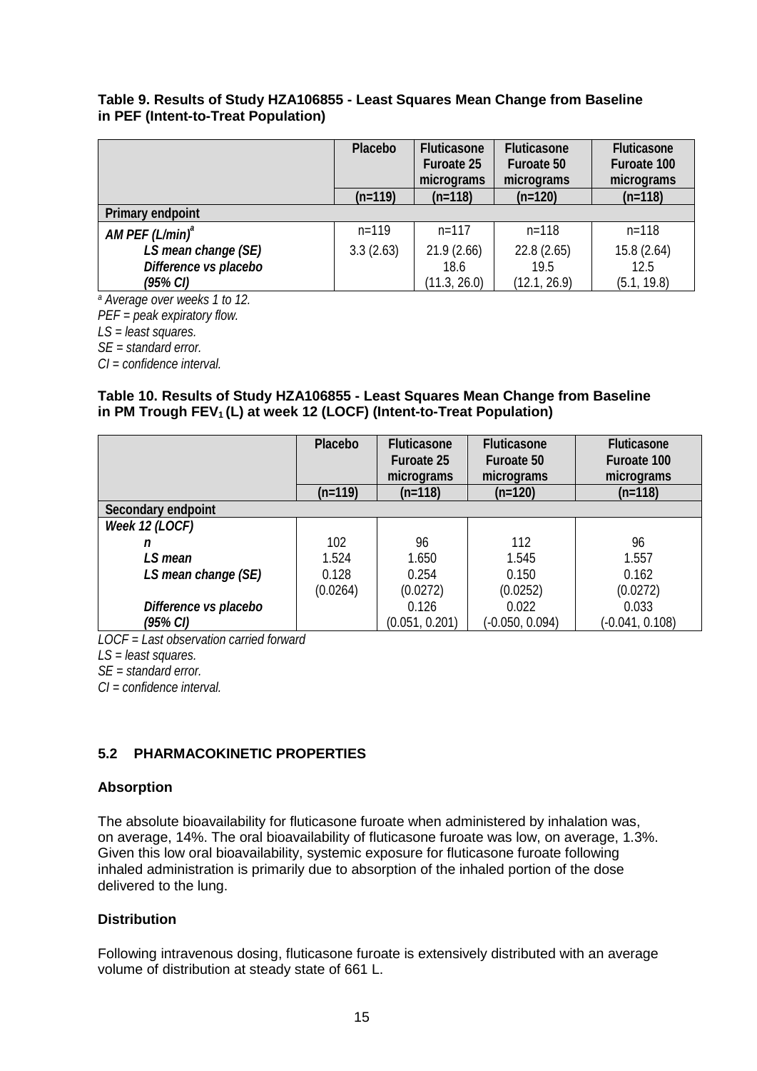**Table 9. Results of Study HZA106855 - Least Squares Mean Change from Baseline in PEF (Intent-to-Treat Population)**

| | Placebo | Fluticasone Furoate 25 micrograms | Fluticasone Furoate 50 micrograms | Fluticasone Furoate 100 micrograms |
|---|---|---|---|---|
| | (n=119) | (n=118) | (n=120) | (n=118) |
| **Primary endpoint** | | | | |
| *AM PEF (L/min)*[a] | n=119 | n=117 | n=118 | n=118 |
| *LS mean change (SE)* | 3.3 (2.63) | 21.9 (2.66) | 22.8 (2.65) | 15.8 (2.64) |
| *Difference vs placebo (95% CI)* | | 18.6 (11.3, 26.0) | 19.5 (12.1, 26.9) | 12.5 (5.1, 19.8) |

*[a] Average over weeks 1 to 12.*
*PEF = peak expiratory flow.*
*LS = least squares.*
*SE = standard error.*
*CI = confidence interval.*

**Table 10. Results of Study HZA106855 - Least Squares Mean Change from Baseline in PM Trough $FEV_1$ (L) at week 12 (LOCF) (Intent-to-Treat Population)**

| | Placebo | Fluticasone Furoate 25 micrograms | Fluticasone Furoate 50 micrograms | Fluticasone Furoate 100 micrograms |
|---|---|---|---|---|
| | (n=119) | (n=118) | (n=120) | (n=118) |
| **Secondary endpoint** | | | | |
| *Week 12 (LOCF)* | | | | |
| *n* | 102 | 96 | 112 | 96 |
| *LS mean* | 1.524 | 1.650 | 1.545 | 1.557 |
| *LS mean change (SE)* | 0.128 (0.0264) | 0.254 (0.0272) | 0.150 (0.0252) | 0.162 (0.0272) |
| *Difference vs placebo (95% CI)* | | 0.126 (0.051, 0.201) | 0.022 (-0.050, 0.094) | 0.033 (-0.041, 0.108) |

*LOCF = Last observation carried forward*
*LS = least squares.*
*SE = standard error.*
*CI = confidence interval.*

## 5.2 PHARMACOKINETIC PROPERTIES

### Absorption

The absolute bioavailability for fluticasone furoate when administered by inhalation was, on average, 14%. The oral bioavailability of fluticasone furoate was low, on average, 1.3%. Given this low oral bioavailability, systemic exposure for fluticasone furoate following inhaled administration is primarily due to absorption of the inhaled portion of the dose delivered to the lung.

### Distribution

Following intravenous dosing, fluticasone furoate is extensively distributed with an average volume of distribution at steady state of 661 L.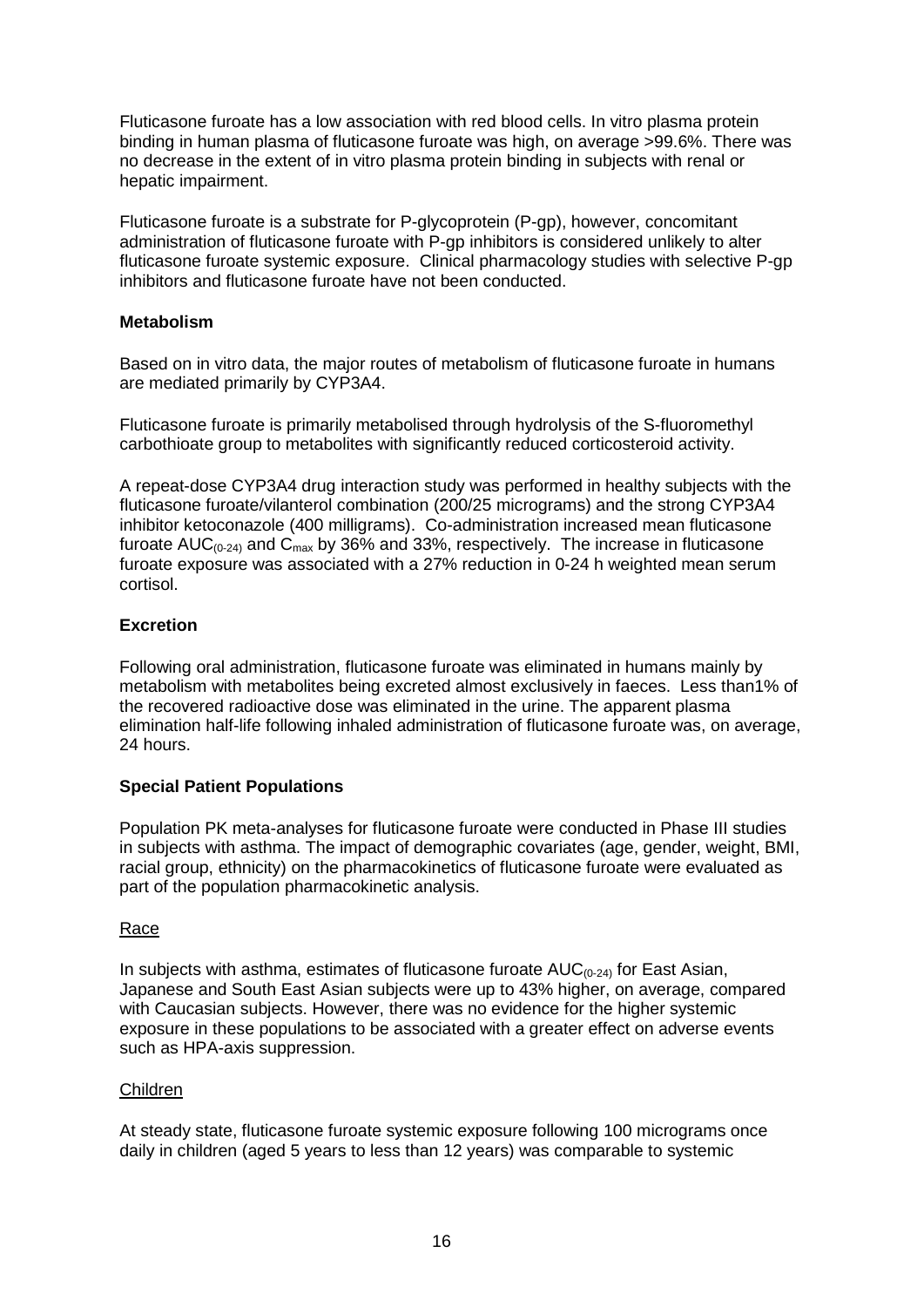Fluticasone furoate has a low association with red blood cells. In vitro plasma protein binding in human plasma of fluticasone furoate was high, on average >99.6%. There was no decrease in the extent of in vitro plasma protein binding in subjects with renal or hepatic impairment.

Fluticasone furoate is a substrate for P-glycoprotein (P-gp), however, concomitant administration of fluticasone furoate with P-gp inhibitors is considered unlikely to alter fluticasone furoate systemic exposure. Clinical pharmacology studies with selective P-gp inhibitors and fluticasone furoate have not been conducted.

**Metabolism**

Based on in vitro data, the major routes of metabolism of fluticasone furoate in humans are mediated primarily by CYP3A4.

Fluticasone furoate is primarily metabolised through hydrolysis of the S-fluoromethyl carbothioate group to metabolites with significantly reduced corticosteroid activity.

A repeat-dose CYP3A4 drug interaction study was performed in healthy subjects with the fluticasone furoate/vilanterol combination (200/25 micrograms) and the strong CYP3A4 inhibitor ketoconazole (400 milligrams). Co-administration increased mean fluticasone furoate $AUC_{(0-24)}$ and $C_{max}$ by 36% and 33%, respectively. The increase in fluticasone furoate exposure was associated with a 27% reduction in 0-24 h weighted mean serum cortisol.

**Excretion**

Following oral administration, fluticasone furoate was eliminated in humans mainly by metabolism with metabolites being excreted almost exclusively in faeces. Less than1% of the recovered radioactive dose was eliminated in the urine. The apparent plasma elimination half-life following inhaled administration of fluticasone furoate was, on average, 24 hours.

**Special Patient Populations**

Population PK meta-analyses for fluticasone furoate were conducted in Phase III studies in subjects with asthma. The impact of demographic covariates (age, gender, weight, BMI, racial group, ethnicity) on the pharmacokinetics of fluticasone furoate were evaluated as part of the population pharmacokinetic analysis.

Race

In subjects with asthma, estimates of fluticasone furoate $AUC_{(0-24)}$ for East Asian, Japanese and South East Asian subjects were up to 43% higher, on average, compared with Caucasian subjects. However, there was no evidence for the higher systemic exposure in these populations to be associated with a greater effect on adverse events such as HPA-axis suppression.

Children

At steady state, fluticasone furoate systemic exposure following 100 micrograms once daily in children (aged 5 years to less than 12 years) was comparable to systemic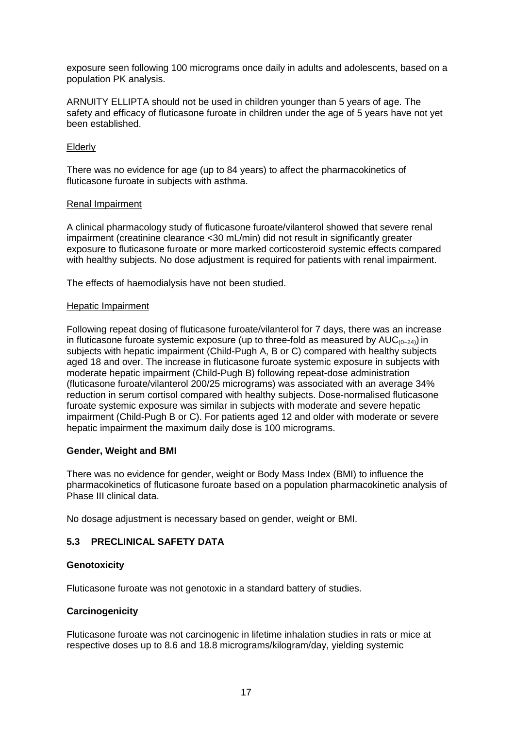exposure seen following 100 micrograms once daily in adults and adolescents, based on a population PK analysis.

ARNUITY ELLIPTA should not be used in children younger than 5 years of age. The safety and efficacy of fluticasone furoate in children under the age of 5 years have not yet been established.

Elderly

There was no evidence for age (up to 84 years) to affect the pharmacokinetics of fluticasone furoate in subjects with asthma.

Renal Impairment

A clinical pharmacology study of fluticasone furoate/vilanterol showed that severe renal impairment (creatinine clearance <30 mL/min) did not result in significantly greater exposure to fluticasone furoate or more marked corticosteroid systemic effects compared with healthy subjects. No dose adjustment is required for patients with renal impairment.

The effects of haemodialysis have not been studied.

Hepatic Impairment

Following repeat dosing of fluticasone furoate/vilanterol for 7 days, there was an increase in fluticasone furoate systemic exposure (up to three-fold as measured by $AUC_{(0–24)}$) in subjects with hepatic impairment (Child-Pugh A, B or C) compared with healthy subjects aged 18 and over. The increase in fluticasone furoate systemic exposure in subjects with moderate hepatic impairment (Child-Pugh B) following repeat-dose administration (fluticasone furoate/vilanterol 200/25 micrograms) was associated with an average 34% reduction in serum cortisol compared with healthy subjects. Dose-normalised fluticasone furoate systemic exposure was similar in subjects with moderate and severe hepatic impairment (Child-Pugh B or C). For patients aged 12 and older with moderate or severe hepatic impairment the maximum daily dose is 100 micrograms.

**Gender, Weight and BMI**

There was no evidence for gender, weight or Body Mass Index (BMI) to influence the pharmacokinetics of fluticasone furoate based on a population pharmacokinetic analysis of Phase III clinical data.

No dosage adjustment is necessary based on gender, weight or BMI.

## 5.3 PRECLINICAL SAFETY DATA

**Genotoxicity**

Fluticasone furoate was not genotoxic in a standard battery of studies.

**Carcinogenicity**

Fluticasone furoate was not carcinogenic in lifetime inhalation studies in rats or mice at respective doses up to 8.6 and 18.8 micrograms/kilogram/day, yielding systemic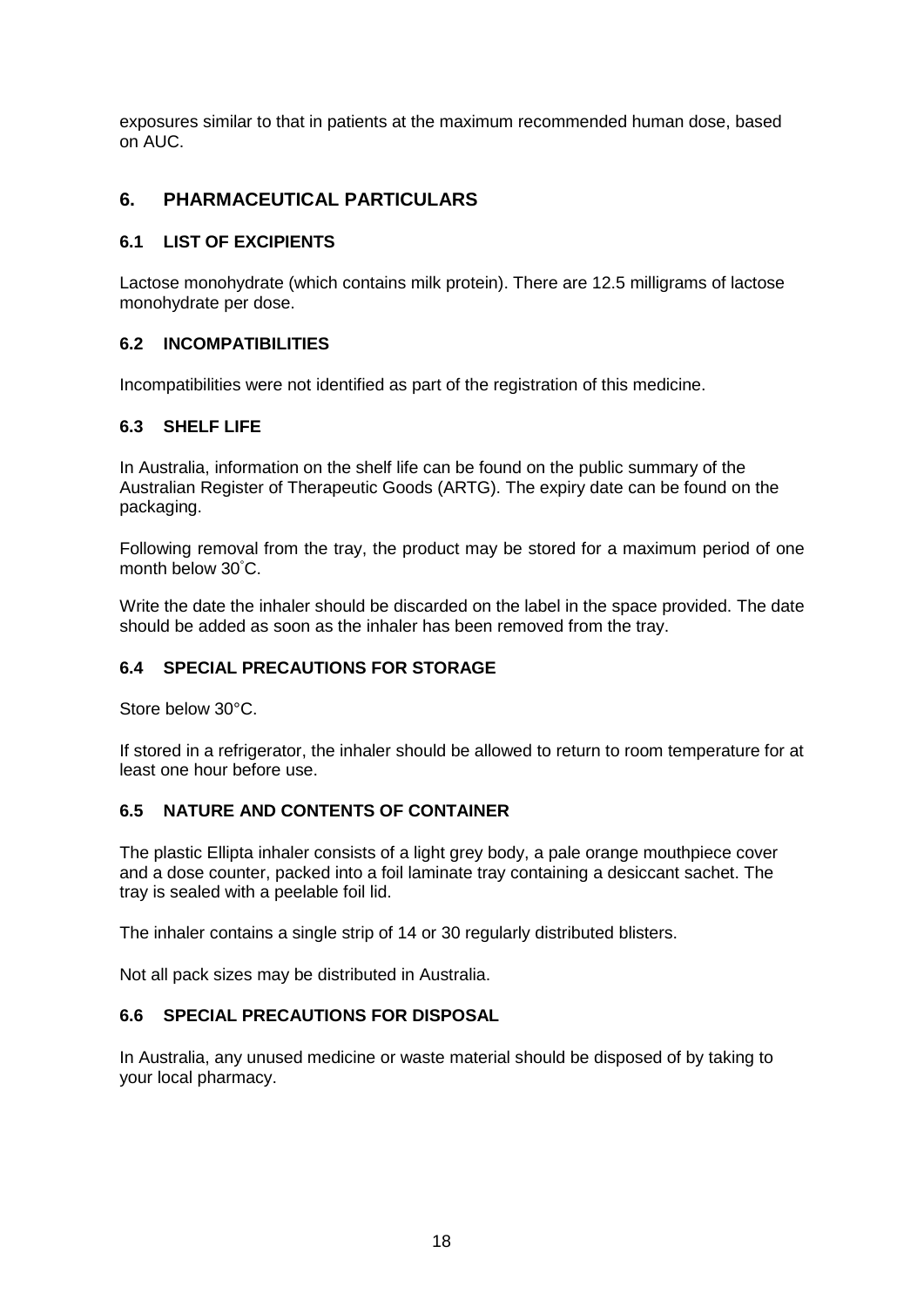exposures similar to that in patients at the maximum recommended human dose, based on AUC.

## 6. PHARMACEUTICAL PARTICULARS

### 6.1 LIST OF EXCIPIENTS

Lactose monohydrate (which contains milk protein). There are 12.5 milligrams of lactose monohydrate per dose.

### 6.2 INCOMPATIBILITIES

Incompatibilities were not identified as part of the registration of this medicine.

### 6.3 SHELF LIFE

In Australia, information on the shelf life can be found on the public summary of the Australian Register of Therapeutic Goods (ARTG). The expiry date can be found on the packaging.

Following removal from the tray, the product may be stored for a maximum period of one month below 30˚C.

Write the date the inhaler should be discarded on the label in the space provided. The date should be added as soon as the inhaler has been removed from the tray.

### 6.4 SPECIAL PRECAUTIONS FOR STORAGE

Store below 30°C.

If stored in a refrigerator, the inhaler should be allowed to return to room temperature for at least one hour before use.

### 6.5 NATURE AND CONTENTS OF CONTAINER

The plastic Ellipta inhaler consists of a light grey body, a pale orange mouthpiece cover and a dose counter, packed into a foil laminate tray containing a desiccant sachet. The tray is sealed with a peelable foil lid.

The inhaler contains a single strip of 14 or 30 regularly distributed blisters.

Not all pack sizes may be distributed in Australia.

### 6.6 SPECIAL PRECAUTIONS FOR DISPOSAL

In Australia, any unused medicine or waste material should be disposed of by taking to your local pharmacy.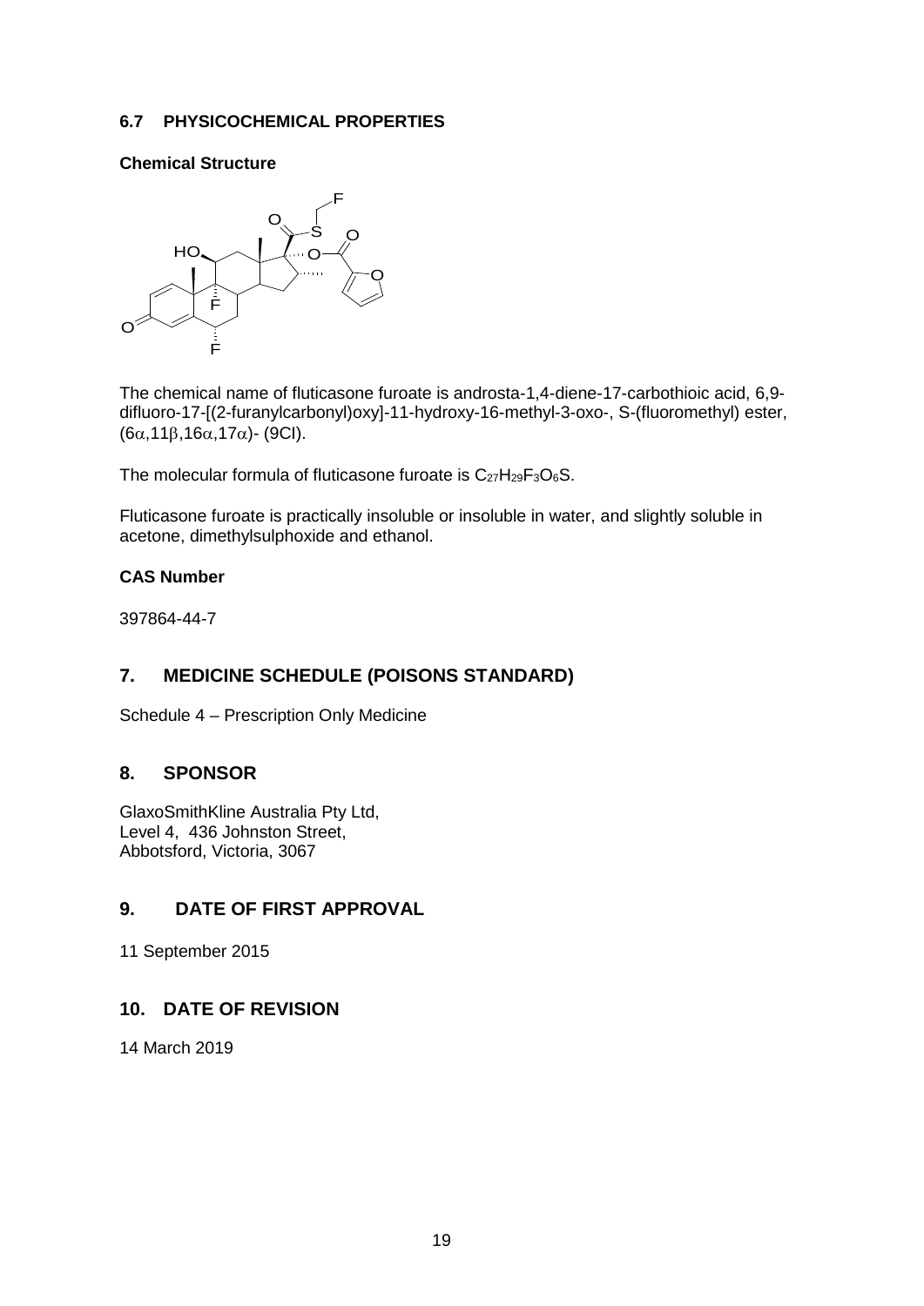### 6.7 PHYSICOCHEMICAL PROPERTIES

**Chemical Structure**

The chemical name of fluticasone furoate is androsta-1,4-diene-17-carbothioic acid, 6,9-difluoro-17-[(2-furanylcarbonyl)oxy]-11-hydroxy-16-methyl-3-oxo-, S-(fluoromethyl) ester, (6α,11β,16α,17α)- (9CI).

The molecular formula of fluticasone furoate is $C_{27}H_{29}F_3O_6S$.

Fluticasone furoate is practically insoluble or insoluble in water, and slightly soluble in acetone, dimethylsulphoxide and ethanol.

**CAS Number**

397864-44-7

## 7. MEDICINE SCHEDULE (POISONS STANDARD)

Schedule 4 – Prescription Only Medicine

## 8. SPONSOR

GlaxoSmithKline Australia Pty Ltd,
Level 4, 436 Johnston Street,
Abbotsford, Victoria, 3067

## 9. DATE OF FIRST APPROVAL

11 September 2015

## 10. DATE OF REVISION

14 March 2019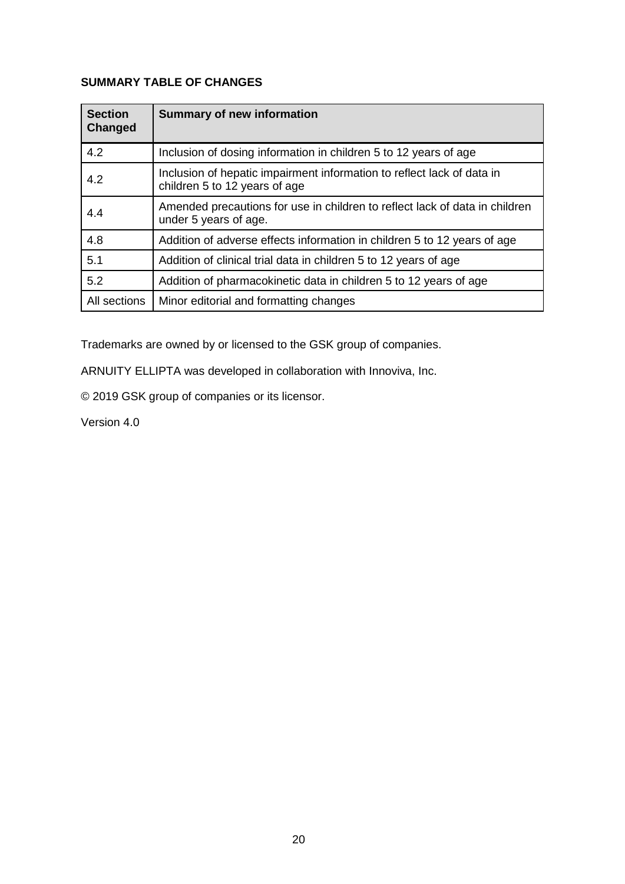**SUMMARY TABLE OF CHANGES**

| Section Changed | Summary of new information |
| --- | --- |
| 4.2 | Inclusion of dosing information in children 5 to 12 years of age |
| 4.2 | Inclusion of hepatic impairment information to reflect lack of data in children 5 to 12 years of age |
| 4.4 | Amended precautions for use in children to reflect lack of data in children under 5 years of age. |
| 4.8 | Addition of adverse effects information in children 5 to 12 years of age |
| 5.1 | Addition of clinical trial data in children 5 to 12 years of age |
| 5.2 | Addition of pharmacokinetic data in children 5 to 12 years of age |
| All sections | Minor editorial and formatting changes |

Trademarks are owned by or licensed to the GSK group of companies.

ARNUITY ELLIPTA was developed in collaboration with Innoviva, Inc.

© 2019 GSK group of companies or its licensor.

Version 4.0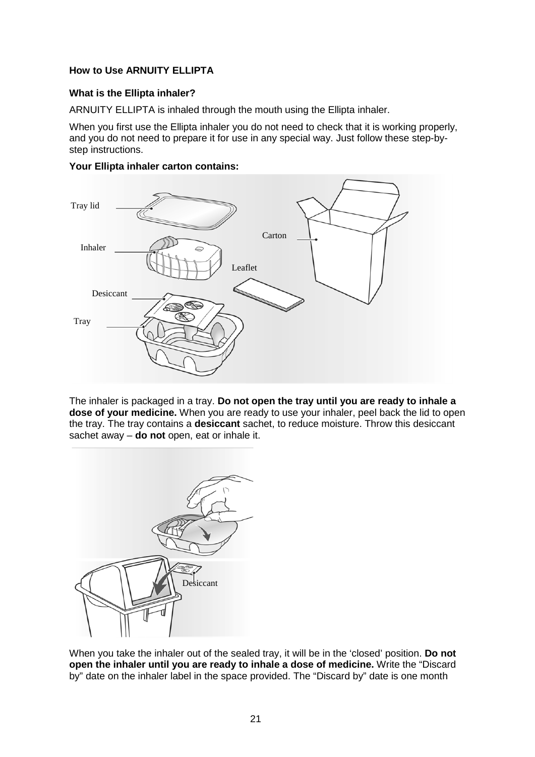**How to Use ARNUITY ELLIPTA**

**What is the Ellipta inhaler?**

ARNUITY ELLIPTA is inhaled through the mouth using the Ellipta inhaler.

When you first use the Ellipta inhaler you do not need to check that it is working properly, and you do not need to prepare it for use in any special way. Just follow these step-by-step instructions.

**Your Ellipta inhaler carton contains:**

Tray lid

Inhaler

Desiccant

Tray

Carton

Leaflet

The inhaler is packaged in a tray. **Do not open the tray until you are ready to inhale a dose of your medicine.** When you are ready to use your inhaler, peel back the lid to open the tray. The tray contains a **desiccant** sachet, to reduce moisture. Throw this desiccant sachet away – **do not** open, eat or inhale it.

Desiccant

When you take the inhaler out of the sealed tray, it will be in the 'closed' position. **Do not open the inhaler until you are ready to inhale a dose of medicine.** Write the "Discard by" date on the inhaler label in the space provided. The "Discard by" date is one month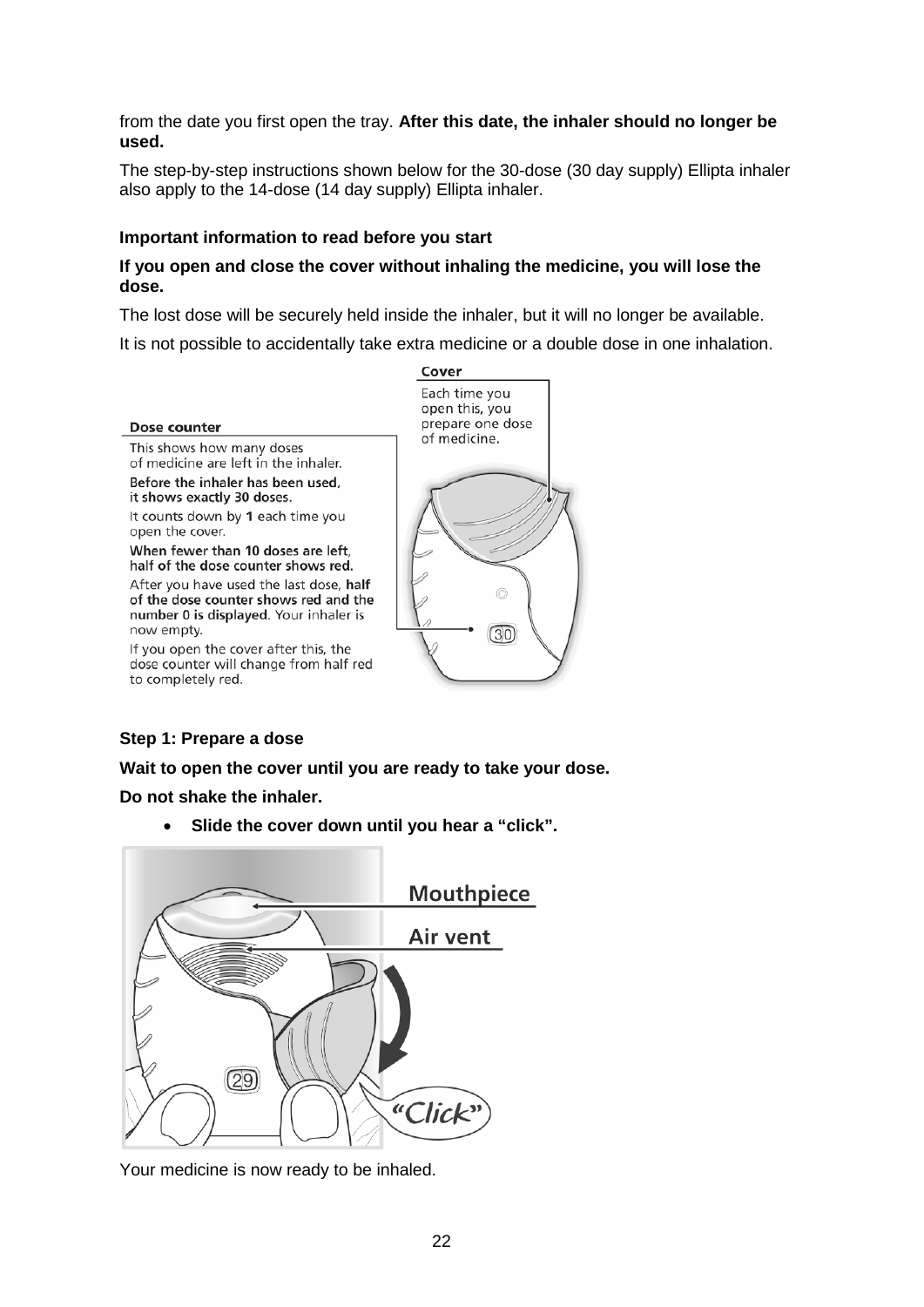from the date you first open the tray. **After this date, the inhaler should no longer be used.**

The step-by-step instructions shown below for the 30-dose (30 day supply) Ellipta inhaler also apply to the 14-dose (14 day supply) Ellipta inhaler.

**Important information to read before you start**

**If you open and close the cover without inhaling the medicine, you will lose the dose.**

The lost dose will be securely held inside the inhaler, but it will no longer be available.

It is not possible to accidentally take extra medicine or a double dose in one inhalation.

**Cover**

Each time you open this, you prepare one dose of medicine.

**Dose counter**

This shows how many doses of medicine are left in the inhaler.

**Before the inhaler has been used, it shows exactly 30 doses.**

It counts down by **1** each time you open the cover.

**When fewer than 10 doses are left, half of the dose counter shows red.**

After you have used the last dose, **half of the dose counter shows red and the number 0 is displayed**. Your inhaler is now empty.

If you open the cover after this, the dose counter will change from half red to completely red.

**Step 1: Prepare a dose**

**Wait to open the cover until you are ready to take your dose.**

**Do not shake the inhaler.**

- **Slide the cover down until you hear a "click".**

Mouthpiece

Air vent

"Click"

Your medicine is now ready to be inhaled.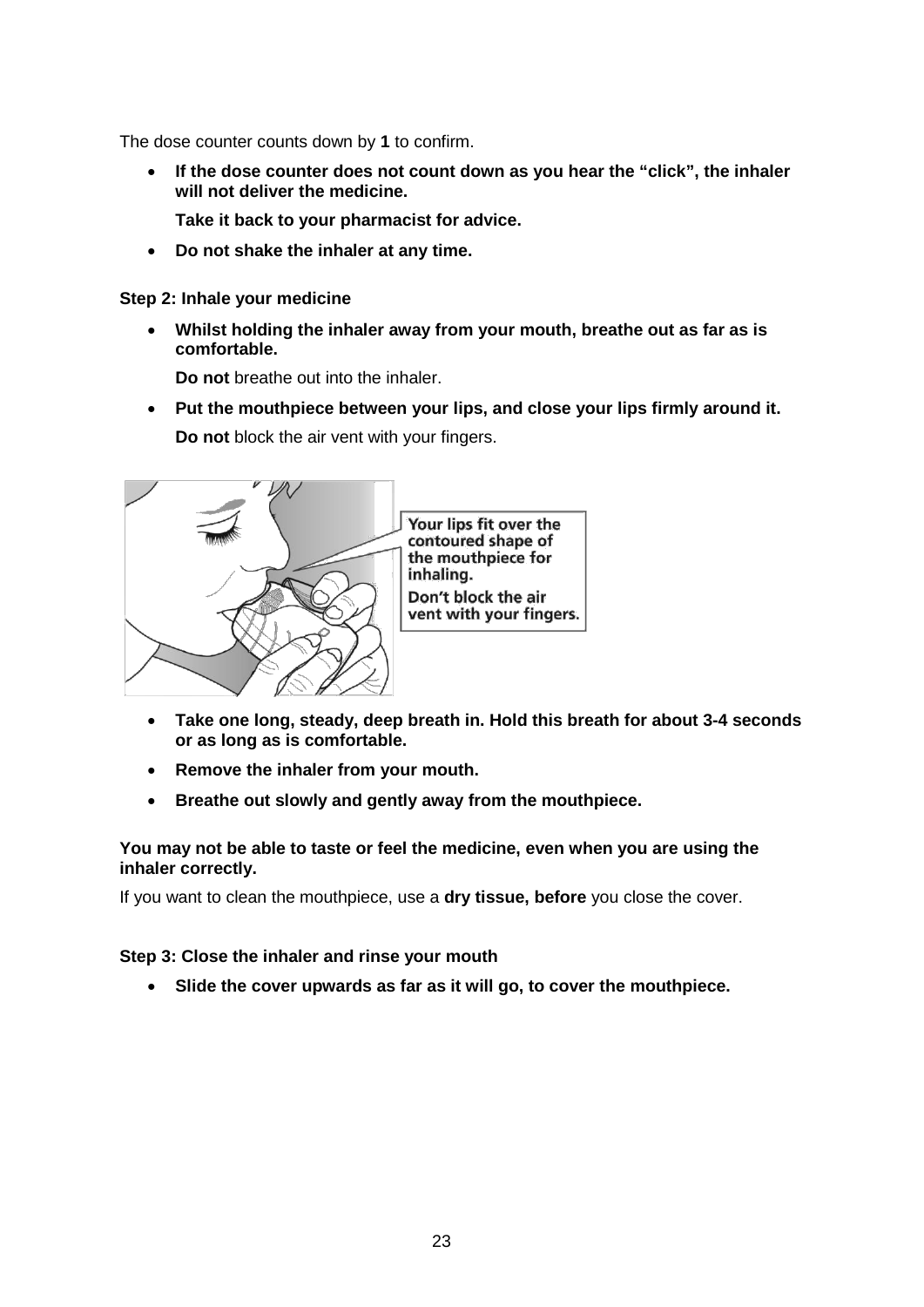The dose counter counts down by **1** to confirm.

- **If the dose counter does not count down as you hear the "click", the inhaler will not deliver the medicine.**

  **Take it back to your pharmacist for advice.**

- **Do not shake the inhaler at any time.**

**Step 2: Inhale your medicine**

- **Whilst holding the inhaler away from your mouth, breathe out as far as is comfortable.**

  **Do not** breathe out into the inhaler.

- **Put the mouthpiece between your lips, and close your lips firmly around it.**

  **Do not** block the air vent with your fingers.

Your lips fit over the contoured shape of the mouthpiece for inhaling.
Don't block the air vent with your fingers.

- **Take one long, steady, deep breath in. Hold this breath for about 3-4 seconds or as long as is comfortable.**
- **Remove the inhaler from your mouth.**
- **Breathe out slowly and gently away from the mouthpiece.**

**You may not be able to taste or feel the medicine, even when you are using the inhaler correctly.**

If you want to clean the mouthpiece, use a **dry tissue, before** you close the cover.

**Step 3: Close the inhaler and rinse your mouth**

- **Slide the cover upwards as far as it will go, to cover the mouthpiece.**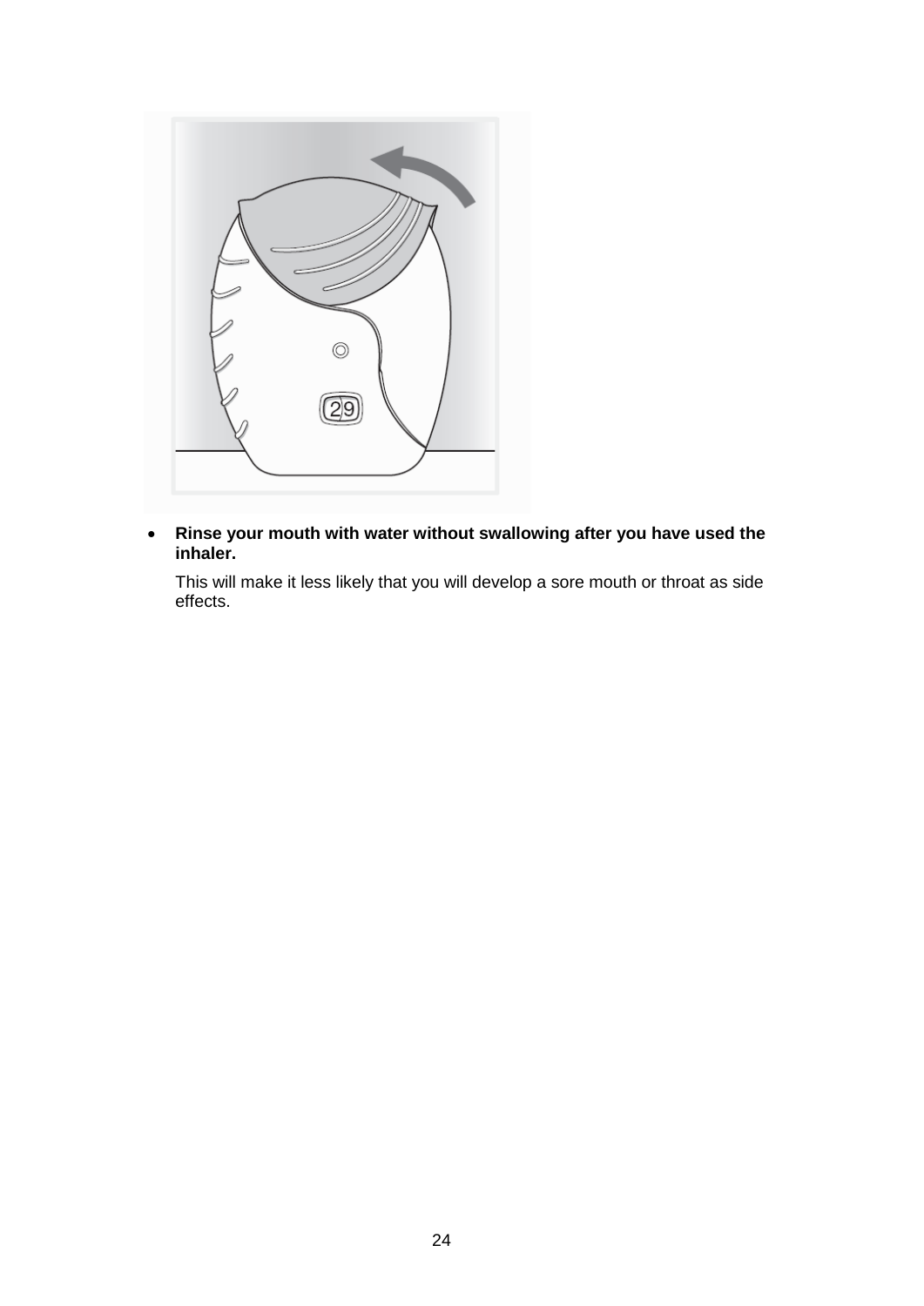- **Rinse your mouth with water without swallowing after you have used the inhaler.**

  This will make it less likely that you will develop a sore mouth or throat as side effects.